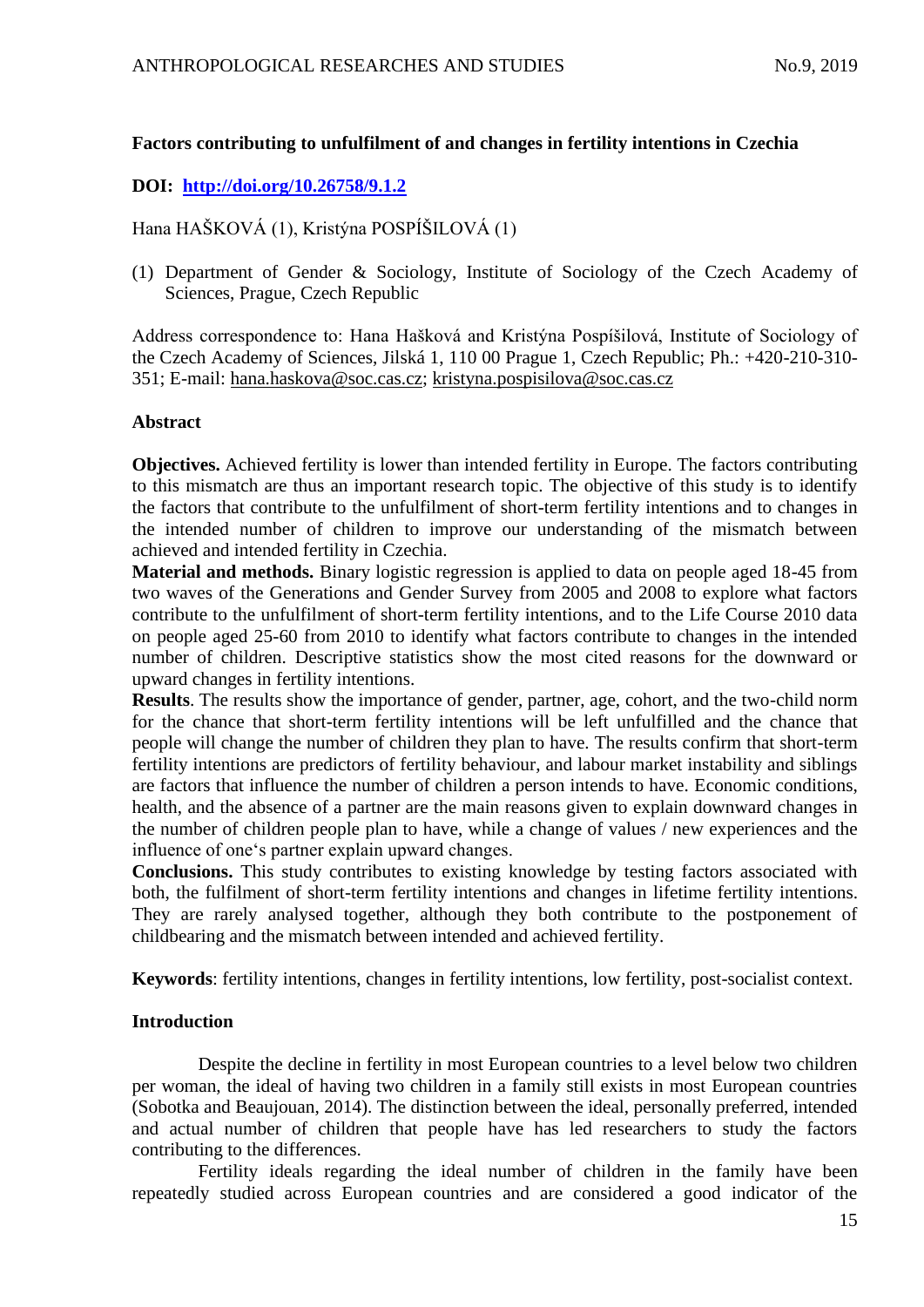**Factors contributing to unfulfilment of and changes in fertility intentions in Czechia**

**DOI: [http://doi.org/10.26758/9.1.2](http://doi.org/10.26758/9.1.2)**

Hana HAŠKOVÁ (1), Kristýna POSPÍŠILOVÁ (1)

(1) Department of Gender & Sociology, Institute of Sociology of the Czech Academy of Sciences, Prague, Czech Republic

Address correspondence to: Hana Hašková and Kristýna Pospíšilová, Institute of Sociology of the Czech Academy of Sciences, Jilská 1, 110 00 Prague 1, Czech Republic; Ph.: +420-210-310-351; E-mail: hana.haskova@soc.cas.cz; kristyna.pospisilova@soc.cas.cz

**Abstract**

**Objectives.** Achieved fertility is lower than intended fertility in Europe. The factors contributing to this mismatch are thus an important research topic. The objective of this study is to identify the factors that contribute to the unfulfilment of short-term fertility intentions and to changes in the intended number of children to improve our understanding of the mismatch between achieved and intended fertility in Czechia.

**Material and methods.** Binary logistic regression is applied to data on people aged 18-45 from two waves of the Generations and Gender Survey from 2005 and 2008 to explore what factors contribute to the unfulfilment of short-term fertility intentions, and to the Life Course 2010 data on people aged 25-60 from 2010 to identify what factors contribute to changes in the intended number of children. Descriptive statistics show the most cited reasons for the downward or upward changes in fertility intentions.

**Results**. The results show the importance of gender, partner, age, cohort, and the two-child norm for the chance that short-term fertility intentions will be left unfulfilled and the chance that people will change the number of children they plan to have. The results confirm that short-term fertility intentions are predictors of fertility behaviour, and labour market instability and siblings are factors that influence the number of children a person intends to have. Economic conditions, health, and the absence of a partner are the main reasons given to explain downward changes in the number of children people plan to have, while a change of values / new experiences and the influence of one‘s partner explain upward changes.

**Conclusions.** This study contributes to existing knowledge by testing factors associated with both, the fulfilment of short-term fertility intentions and changes in lifetime fertility intentions. They are rarely analysed together, although they both contribute to the postponement of childbearing and the mismatch between intended and achieved fertility.

**Keywords**: fertility intentions, changes in fertility intentions, low fertility, post-socialist context.

**Introduction**

Despite the decline in fertility in most European countries to a level below two children per woman, the ideal of having two children in a family still exists in most European countries (Sobotka and Beaujouan, 2014). The distinction between the ideal, personally preferred, intended and actual number of children that people have has led researchers to study the factors contributing to the differences.

Fertility ideals regarding the ideal number of children in the family have been repeatedly studied across European countries and are considered a good indicator of the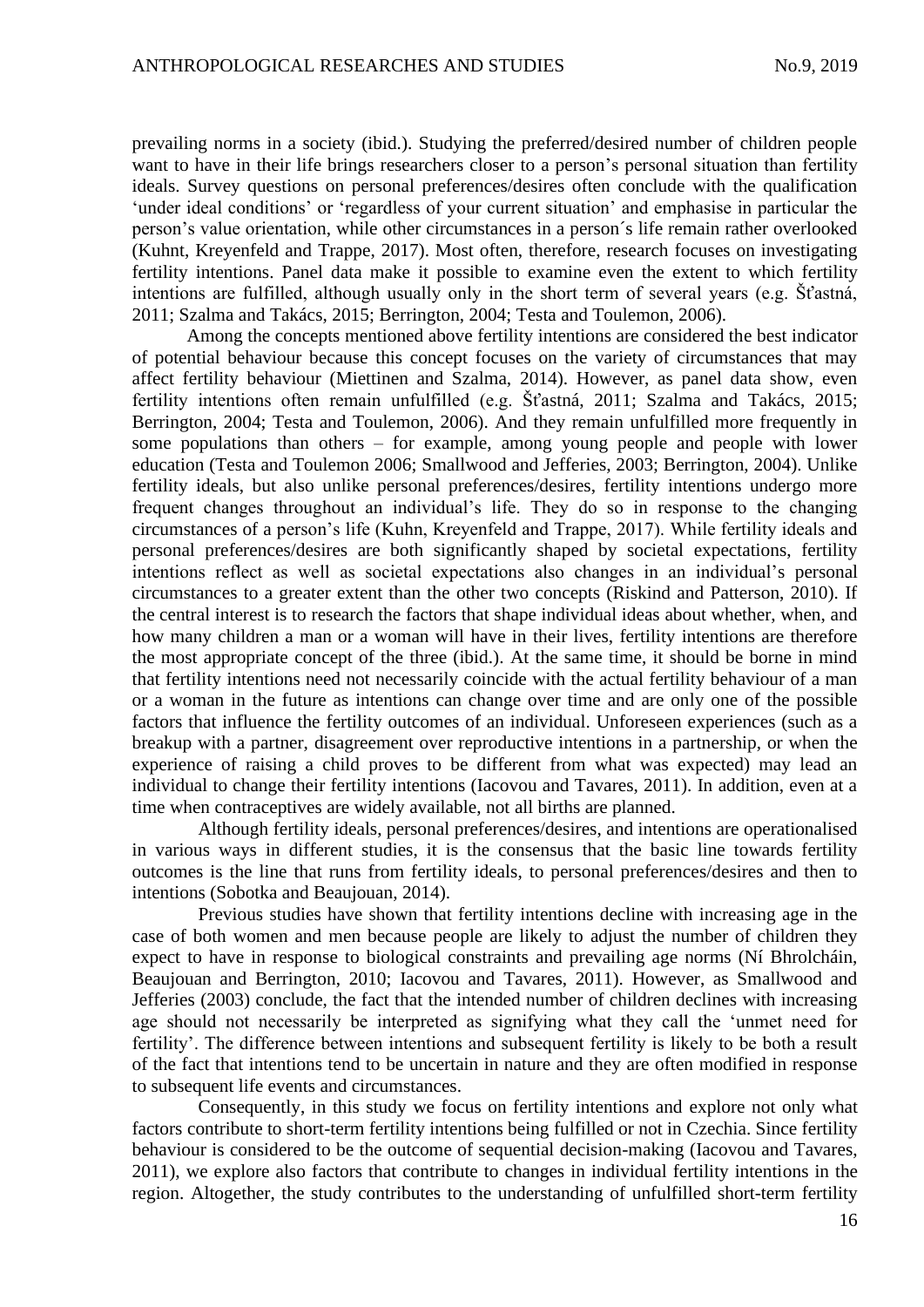prevailing norms in a society (ibid.). Studying the preferred/desired number of children people want to have in their life brings researchers closer to a person's personal situation than fertility ideals. Survey questions on personal preferences/desires often conclude with the qualification 'under ideal conditions' or 'regardless of your current situation' and emphasise in particular the person's value orientation, while other circumstances in a person´s life remain rather overlooked (Kuhnt, Kreyenfeld and Trappe, 2017). Most often, therefore, research focuses on investigating fertility intentions. Panel data make it possible to examine even the extent to which fertility intentions are fulfilled, although usually only in the short term of several years (e.g. Šťastná, 2011; Szalma and Takács, 2015; Berrington, 2004; Testa and Toulemon, 2006).

Among the concepts mentioned above fertility intentions are considered the best indicator of potential behaviour because this concept focuses on the variety of circumstances that may affect fertility behaviour (Miettinen and Szalma, 2014). However, as panel data show, even fertility intentions often remain unfulfilled (e.g. Šťastná, 2011; Szalma and Takács, 2015; Berrington, 2004; Testa and Toulemon, 2006). And they remain unfulfilled more frequently in some populations than others – for example, among young people and people with lower education (Testa and Toulemon 2006; Smallwood and Jefferies, 2003; Berrington, 2004). Unlike fertility ideals, but also unlike personal preferences/desires, fertility intentions undergo more frequent changes throughout an individual's life. They do so in response to the changing circumstances of a person's life (Kuhn, Kreyenfeld and Trappe, 2017). While fertility ideals and personal preferences/desires are both significantly shaped by societal expectations, fertility intentions reflect as well as societal expectations also changes in an individual's personal circumstances to a greater extent than the other two concepts (Riskind and Patterson, 2010). If the central interest is to research the factors that shape individual ideas about whether, when, and how many children a man or a woman will have in their lives, fertility intentions are therefore the most appropriate concept of the three (ibid.). At the same time, it should be borne in mind that fertility intentions need not necessarily coincide with the actual fertility behaviour of a man or a woman in the future as intentions can change over time and are only one of the possible factors that influence the fertility outcomes of an individual. Unforeseen experiences (such as a breakup with a partner, disagreement over reproductive intentions in a partnership, or when the experience of raising a child proves to be different from what was expected) may lead an individual to change their fertility intentions (Iacovou and Tavares, 2011). In addition, even at a time when contraceptives are widely available, not all births are planned.

Although fertility ideals, personal preferences/desires, and intentions are operationalised in various ways in different studies, it is the consensus that the basic line towards fertility outcomes is the line that runs from fertility ideals, to personal preferences/desires and then to intentions (Sobotka and Beaujouan, 2014).

Previous studies have shown that fertility intentions decline with increasing age in the case of both women and men because people are likely to adjust the number of children they expect to have in response to biological constraints and prevailing age norms (Ní Bhrolcháin, Beaujouan and Berrington, 2010; Iacovou and Tavares, 2011). However, as Smallwood and Jefferies (2003) conclude, the fact that the intended number of children declines with increasing age should not necessarily be interpreted as signifying what they call the 'unmet need for fertility'. The difference between intentions and subsequent fertility is likely to be both a result of the fact that intentions tend to be uncertain in nature and they are often modified in response to subsequent life events and circumstances.

Consequently, in this study we focus on fertility intentions and explore not only what factors contribute to short-term fertility intentions being fulfilled or not in Czechia. Since fertility behaviour is considered to be the outcome of sequential decision-making (Iacovou and Tavares, 2011), we explore also factors that contribute to changes in individual fertility intentions in the region. Altogether, the study contributes to the understanding of unfulfilled short-term fertility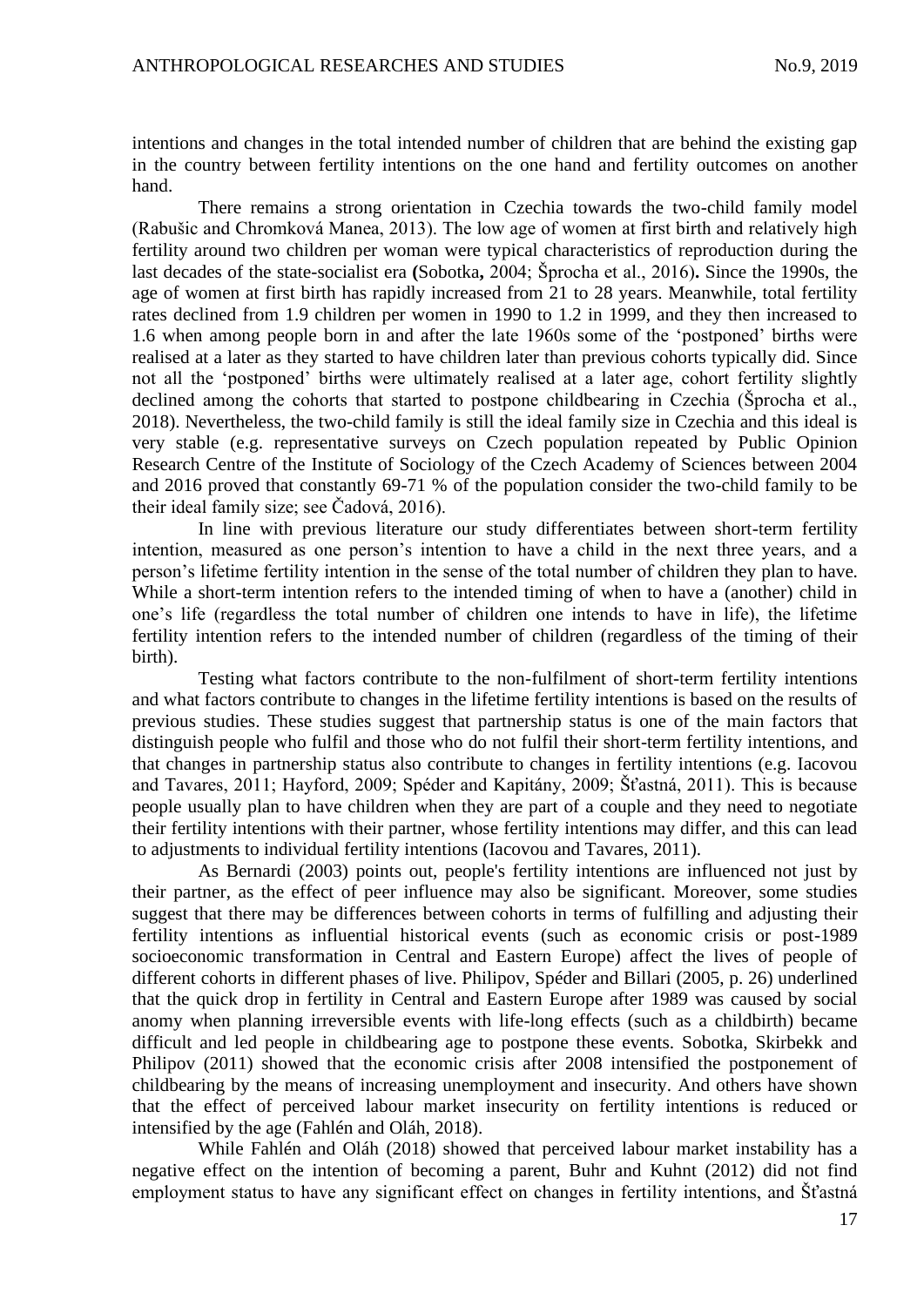intentions and changes in the total intended number of children that are behind the existing gap in the country between fertility intentions on the one hand and fertility outcomes on another hand.

There remains a strong orientation in Czechia towards the two-child family model (Rabušic and Chromková Manea, 2013). The low age of women at first birth and relatively high fertility around two children per woman were typical characteristics of reproduction during the last decades of the state-socialist era **(**Sobotka**,** 2004; Šprocha et al., 2016)**.** Since the 1990s, the age of women at first birth has rapidly increased from 21 to 28 years. Meanwhile, total fertility rates declined from 1.9 children per women in 1990 to 1.2 in 1999, and they then increased to 1.6 when among people born in and after the late 1960s some of the 'postponed' births were realised at a later as they started to have children later than previous cohorts typically did. Since not all the 'postponed' births were ultimately realised at a later age, cohort fertility slightly declined among the cohorts that started to postpone childbearing in Czechia (Šprocha et al., 2018). Nevertheless, the two-child family is still the ideal family size in Czechia and this ideal is very stable (e.g. representative surveys on Czech population repeated by Public Opinion Research Centre of the Institute of Sociology of the Czech Academy of Sciences between 2004 and 2016 proved that constantly 69-71 % of the population consider the two-child family to be their ideal family size; see Čadová, 2016).

In line with previous literature our study differentiates between short-term fertility intention, measured as one person's intention to have a child in the next three years, and a person's lifetime fertility intention in the sense of the total number of children they plan to have. While a short-term intention refers to the intended timing of when to have a (another) child in one's life (regardless the total number of children one intends to have in life), the lifetime fertility intention refers to the intended number of children (regardless of the timing of their birth).

Testing what factors contribute to the non-fulfilment of short-term fertility intentions and what factors contribute to changes in the lifetime fertility intentions is based on the results of previous studies. These studies suggest that partnership status is one of the main factors that distinguish people who fulfil and those who do not fulfil their short-term fertility intentions, and that changes in partnership status also contribute to changes in fertility intentions (e.g. Iacovou and Tavares, 2011; Hayford, 2009; Spéder and Kapitány, 2009; Šťastná, 2011). This is because people usually plan to have children when they are part of a couple and they need to negotiate their fertility intentions with their partner, whose fertility intentions may differ, and this can lead to adjustments to individual fertility intentions (Iacovou and Tavares, 2011).

As Bernardi (2003) points out, people's fertility intentions are influenced not just by their partner, as the effect of peer influence may also be significant. Moreover, some studies suggest that there may be differences between cohorts in terms of fulfilling and adjusting their fertility intentions as influential historical events (such as economic crisis or post-1989 socioeconomic transformation in Central and Eastern Europe) affect the lives of people of different cohorts in different phases of live. Philipov, Spéder and Billari (2005, p. 26) underlined that the quick drop in fertility in Central and Eastern Europe after 1989 was caused by social anomy when planning irreversible events with life-long effects (such as a childbirth) became difficult and led people in childbearing age to postpone these events. Sobotka, Skirbekk and Philipov (2011) showed that the economic crisis after 2008 intensified the postponement of childbearing by the means of increasing unemployment and insecurity. And others have shown that the effect of perceived labour market insecurity on fertility intentions is reduced or intensified by the age (Fahlén and Oláh, 2018).

While Fahlén and Oláh (2018) showed that perceived labour market instability has a negative effect on the intention of becoming a parent, Buhr and Kuhnt (2012) did not find employment status to have any significant effect on changes in fertility intentions, and Šťastná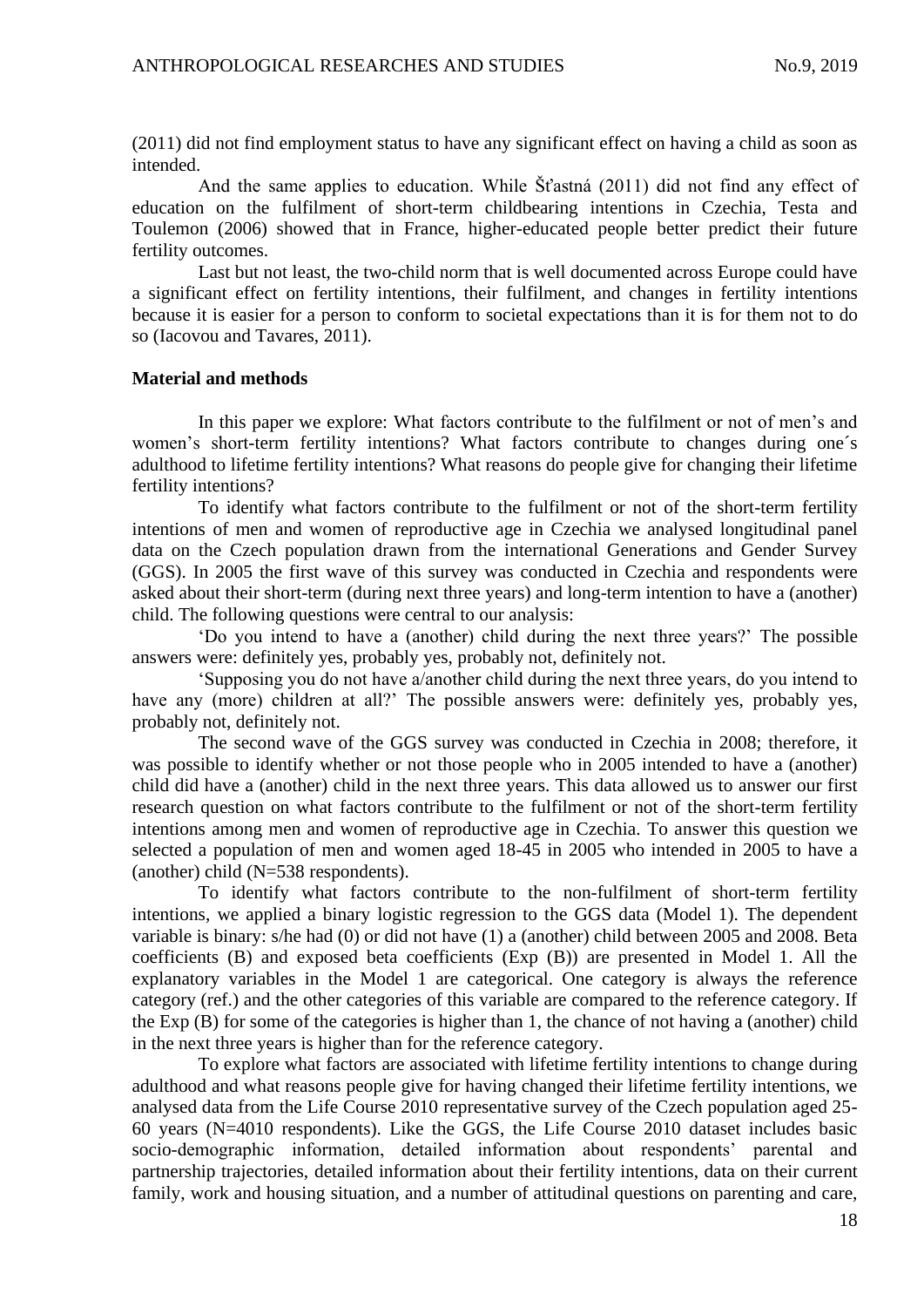(2011) did not find employment status to have any significant effect on having a child as soon as intended.

And the same applies to education. While Šťastná (2011) did not find any effect of education on the fulfilment of short-term childbearing intentions in Czechia, Testa and Toulemon (2006) showed that in France, higher-educated people better predict their future fertility outcomes.

Last but not least, the two-child norm that is well documented across Europe could have a significant effect on fertility intentions, their fulfilment, and changes in fertility intentions because it is easier for a person to conform to societal expectations than it is for them not to do so (Iacovou and Tavares, 2011).

**Material and methods**

In this paper we explore: What factors contribute to the fulfilment or not of men's and women's short-term fertility intentions? What factors contribute to changes during one´s adulthood to lifetime fertility intentions? What reasons do people give for changing their lifetime fertility intentions?

To identify what factors contribute to the fulfilment or not of the short-term fertility intentions of men and women of reproductive age in Czechia we analysed longitudinal panel data on the Czech population drawn from the international Generations and Gender Survey (GGS). In 2005 the first wave of this survey was conducted in Czechia and respondents were asked about their short-term (during next three years) and long-term intention to have a (another) child. The following questions were central to our analysis:

'Do you intend to have a (another) child during the next three years?' The possible answers were: definitely yes, probably yes, probably not, definitely not.

'Supposing you do not have a/another child during the next three years, do you intend to have any (more) children at all?' The possible answers were: definitely yes, probably yes, probably not, definitely not.

The second wave of the GGS survey was conducted in Czechia in 2008; therefore, it was possible to identify whether or not those people who in 2005 intended to have a (another) child did have a (another) child in the next three years. This data allowed us to answer our first research question on what factors contribute to the fulfilment or not of the short-term fertility intentions among men and women of reproductive age in Czechia. To answer this question we selected a population of men and women aged 18-45 in 2005 who intended in 2005 to have a (another) child (N=538 respondents).

To identify what factors contribute to the non-fulfilment of short-term fertility intentions, we applied a binary logistic regression to the GGS data (Model 1). The dependent variable is binary: s/he had (0) or did not have (1) a (another) child between 2005 and 2008. Beta coefficients (B) and exposed beta coefficients (Exp (B)) are presented in Model 1. All the explanatory variables in the Model 1 are categorical. One category is always the reference category (ref.) and the other categories of this variable are compared to the reference category. If the Exp (B) for some of the categories is higher than 1, the chance of not having a (another) child in the next three years is higher than for the reference category.

To explore what factors are associated with lifetime fertility intentions to change during adulthood and what reasons people give for having changed their lifetime fertility intentions, we analysed data from the Life Course 2010 representative survey of the Czech population aged 25-60 years (N=4010 respondents). Like the GGS, the Life Course 2010 dataset includes basic socio-demographic information, detailed information about respondents' parental and partnership trajectories, detailed information about their fertility intentions, data on their current family, work and housing situation, and a number of attitudinal questions on parenting and care,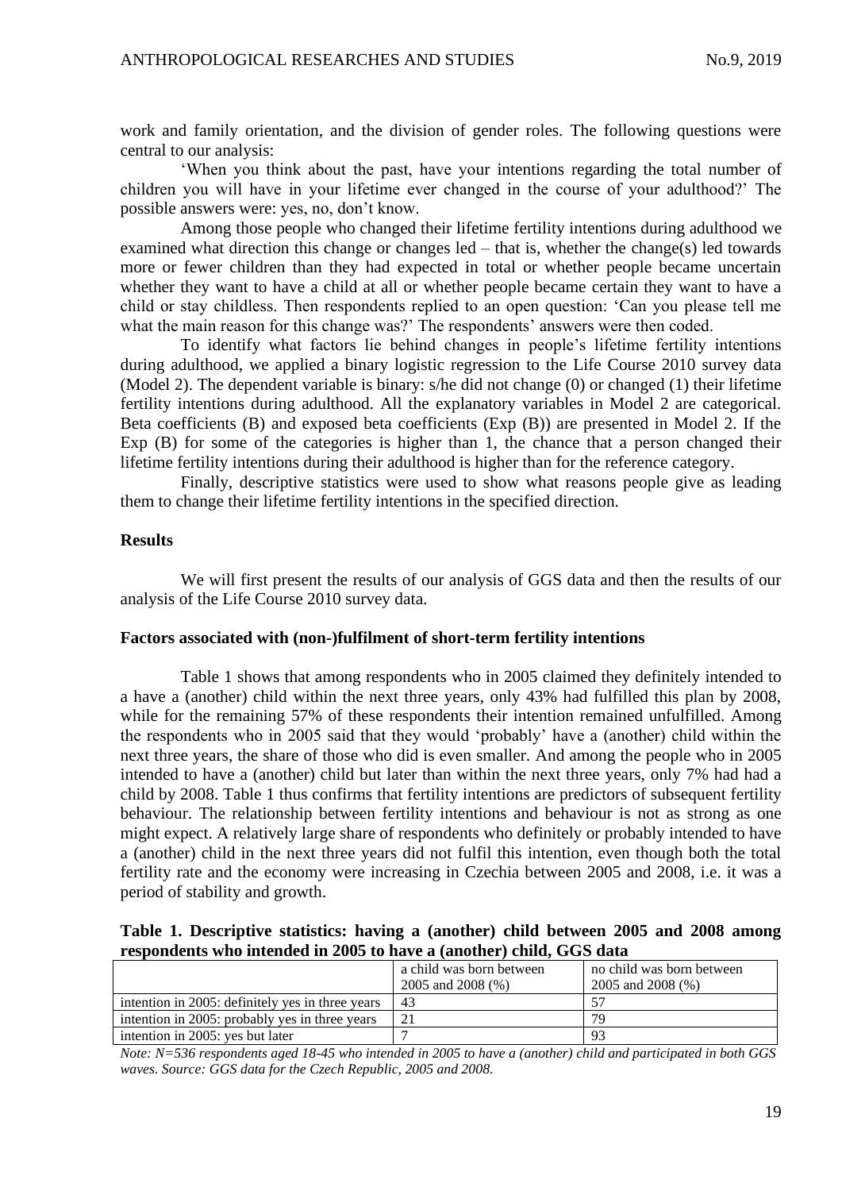work and family orientation, and the division of gender roles. The following questions were central to our analysis:

'When you think about the past, have your intentions regarding the total number of children you will have in your lifetime ever changed in the course of your adulthood?' The possible answers were: yes, no, don't know.

Among those people who changed their lifetime fertility intentions during adulthood we examined what direction this change or changes led – that is, whether the change(s) led towards more or fewer children than they had expected in total or whether people became uncertain whether they want to have a child at all or whether people became certain they want to have a child or stay childless. Then respondents replied to an open question: 'Can you please tell me what the main reason for this change was?' The respondents' answers were then coded.

To identify what factors lie behind changes in people's lifetime fertility intentions during adulthood, we applied a binary logistic regression to the Life Course 2010 survey data (Model 2). The dependent variable is binary: s/he did not change (0) or changed (1) their lifetime fertility intentions during adulthood. All the explanatory variables in Model 2 are categorical. Beta coefficients (B) and exposed beta coefficients (Exp (B)) are presented in Model 2. If the Exp (B) for some of the categories is higher than 1, the chance that a person changed their lifetime fertility intentions during their adulthood is higher than for the reference category.

Finally, descriptive statistics were used to show what reasons people give as leading them to change their lifetime fertility intentions in the specified direction.

## Results

We will first present the results of our analysis of GGS data and then the results of our analysis of the Life Course 2010 survey data.

### Factors associated with (non-)fulfilment of short-term fertility intentions

Table 1 shows that among respondents who in 2005 claimed they definitely intended to a have a (another) child within the next three years, only 43% had fulfilled this plan by 2008, while for the remaining 57% of these respondents their intention remained unfulfilled. Among the respondents who in 2005 said that they would 'probably' have a (another) child within the next three years, the share of those who did is even smaller. And among the people who in 2005 intended to have a (another) child but later than within the next three years, only 7% had had a child by 2008. Table 1 thus confirms that fertility intentions are predictors of subsequent fertility behaviour. The relationship between fertility intentions and behaviour is not as strong as one might expect. A relatively large share of respondents who definitely or probably intended to have a (another) child in the next three years did not fulfil this intention, even though both the total fertility rate and the economy were increasing in Czechia between 2005 and 2008, i.e. it was a period of stability and growth.

**Table 1. Descriptive statistics: having a (another) child between 2005 and 2008 among respondents who intended in 2005 to have a (another) child, GGS data**

| | a child was born between 2005 and 2008 (%) | no child was born between 2005 and 2008 (%) |
|---|---|---|
| intention in 2005: definitely yes in three years | 43 | 57 |
| intention in 2005: probably yes in three years | 21 | 79 |
| intention in 2005: yes but later | 7 | 93 |

*Note: N=536 respondents aged 18-45 who intended in 2005 to have a (another) child and participated in both GGS waves. Source: GGS data for the Czech Republic, 2005 and 2008.*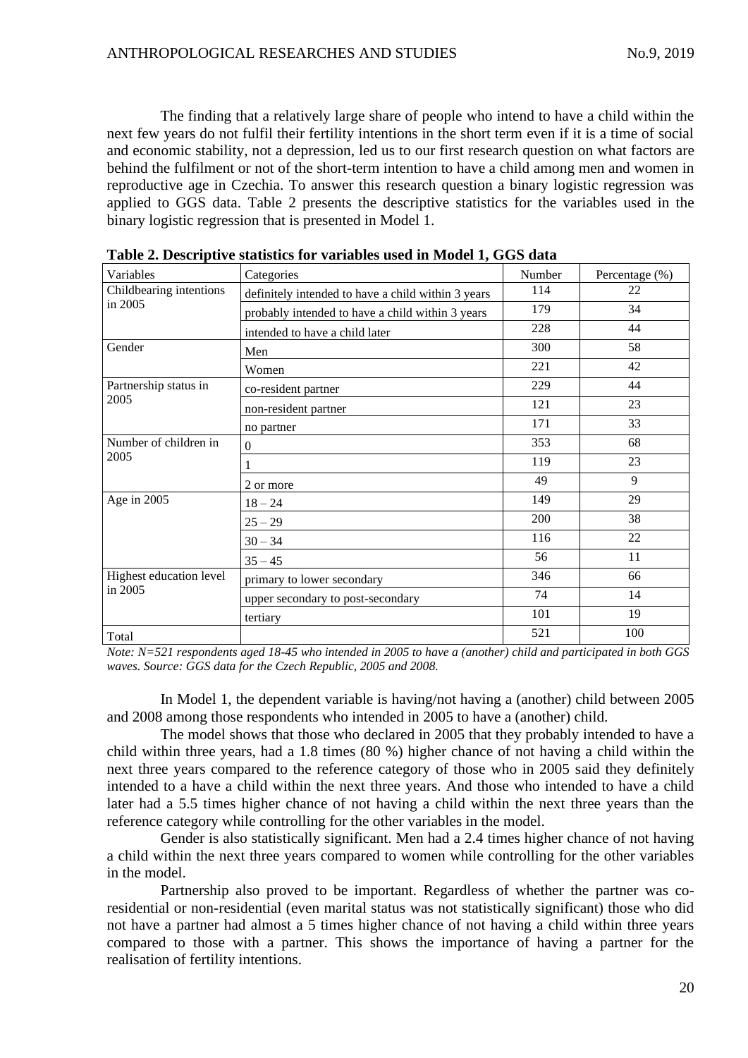The finding that a relatively large share of people who intend to have a child within the next few years do not fulfil their fertility intentions in the short term even if it is a time of social and economic stability, not a depression, led us to our first research question on what factors are behind the fulfilment or not of the short-term intention to have a child among men and women in reproductive age in Czechia. To answer this research question a binary logistic regression was applied to GGS data. Table 2 presents the descriptive statistics for the variables used in the binary logistic regression that is presented in Model 1.

**Table 2. Descriptive statistics for variables used in Model 1, GGS data**

| Variables | Categories | Number | Percentage (%) |
|---|---|---|---|
| Childbearing intentions in 2005 | definitely intended to have a child within 3 years | 114 | 22 |
| | probably intended to have a child within 3 years | 179 | 34 |
| | intended to have a child later | 228 | 44 |
| Gender | Men | 300 | 58 |
| | Women | 221 | 42 |
| Partnership status in 2005 | co-resident partner | 229 | 44 |
| | non-resident partner | 121 | 23 |
| | no partner | 171 | 33 |
| Number of children in 2005 | 0 | 353 | 68 |
| | 1 | 119 | 23 |
| | 2 or more | 49 | 9 |
| Age in 2005 | 18 – 24 | 149 | 29 |
| | 25 – 29 | 200 | 38 |
| | 30 – 34 | 116 | 22 |
| | 35 – 45 | 56 | 11 |
| Highest education level in 2005 | primary to lower secondary | 346 | 66 |
| | upper secondary to post-secondary | 74 | 14 |
| | tertiary | 101 | 19 |
| Total | | 521 | 100 |

*Note: N=521 respondents aged 18-45 who intended in 2005 to have a (another) child and participated in both GGS waves. Source: GGS data for the Czech Republic, 2005 and 2008.*

In Model 1, the dependent variable is having/not having a (another) child between 2005 and 2008 among those respondents who intended in 2005 to have a (another) child.

The model shows that those who declared in 2005 that they probably intended to have a child within three years, had a 1.8 times (80 %) higher chance of not having a child within the next three years compared to the reference category of those who in 2005 said they definitely intended to a have a child within the next three years. And those who intended to have a child later had a 5.5 times higher chance of not having a child within the next three years than the reference category while controlling for the other variables in the model.

Gender is also statistically significant. Men had a 2.4 times higher chance of not having a child within the next three years compared to women while controlling for the other variables in the model.

Partnership also proved to be important. Regardless of whether the partner was co-residential or non-residential (even marital status was not statistically significant) those who did not have a partner had almost a 5 times higher chance of not having a child within three years compared to those with a partner. This shows the importance of having a partner for the realisation of fertility intentions.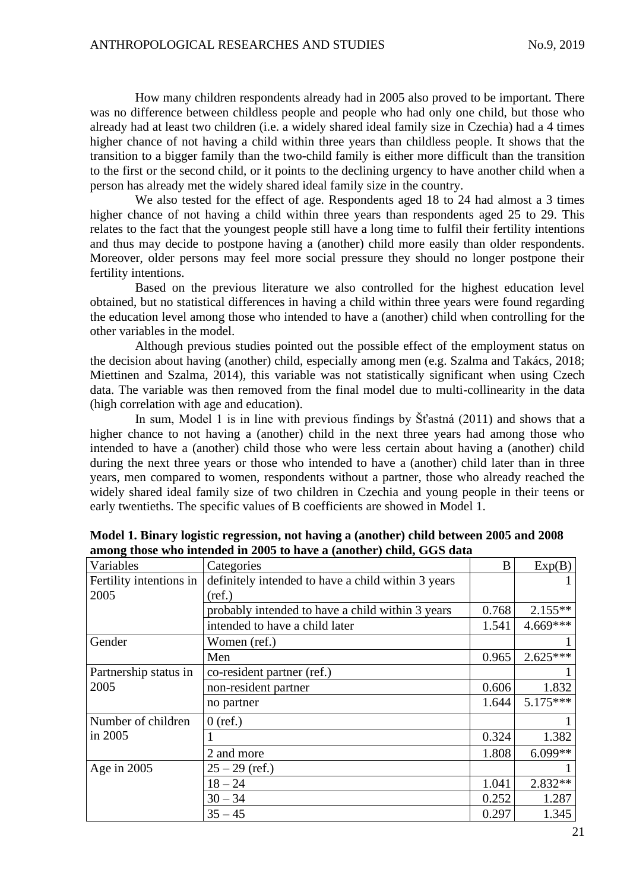How many children respondents already had in 2005 also proved to be important. There was no difference between childless people and people who had only one child, but those who already had at least two children (i.e. a widely shared ideal family size in Czechia) had a 4 times higher chance of not having a child within three years than childless people. It shows that the transition to a bigger family than the two-child family is either more difficult than the transition to the first or the second child, or it points to the declining urgency to have another child when a person has already met the widely shared ideal family size in the country.

We also tested for the effect of age. Respondents aged 18 to 24 had almost a 3 times higher chance of not having a child within three years than respondents aged 25 to 29. This relates to the fact that the youngest people still have a long time to fulfil their fertility intentions and thus may decide to postpone having a (another) child more easily than older respondents. Moreover, older persons may feel more social pressure they should no longer postpone their fertility intentions.

Based on the previous literature we also controlled for the highest education level obtained, but no statistical differences in having a child within three years were found regarding the education level among those who intended to have a (another) child when controlling for the other variables in the model.

Although previous studies pointed out the possible effect of the employment status on the decision about having (another) child, especially among men (e.g. Szalma and Takács, 2018; Miettinen and Szalma, 2014), this variable was not statistically significant when using Czech data. The variable was then removed from the final model due to multi-collinearity in the data (high correlation with age and education).

In sum, Model 1 is in line with previous findings by Šťastná (2011) and shows that a higher chance to not having a (another) child in the next three years had among those who intended to have a (another) child those who were less certain about having a (another) child during the next three years or those who intended to have a (another) child later than in three years, men compared to women, respondents without a partner, those who already reached the widely shared ideal family size of two children in Czechia and young people in their teens or early twentieths. The specific values of B coefficients are showed in Model 1.

**Model 1. Binary logistic regression, not having a (another) child between 2005 and 2008 among those who intended in 2005 to have a (another) child, GGS data**

| Variables | Categories | B | Exp(B) |
|---|---|---|---|
| Fertility intentions in 2005 | definitely intended to have a child within 3 years (ref.) | | 1 |
| | probably intended to have a child within 3 years | 0.768 | 2.155** |
| | intended to have a child later | 1.541 | 4.669*** |
| Gender | Women (ref.) | | 1 |
| | Men | 0.965 | 2.625*** |
| Partnership status in 2005 | co-resident partner (ref.) | | 1 |
| | non-resident partner | 0.606 | 1.832 |
| | no partner | 1.644 | 5.175*** |
| Number of children in 2005 | 0 (ref.) | | 1 |
| | 1 | 0.324 | 1.382 |
| | 2 and more | 1.808 | 6.099** |
| Age in 2005 | 25 – 29 (ref.) | | 1 |
| | 18 – 24 | 1.041 | 2.832** |
| | 30 – 34 | 0.252 | 1.287 |
| | 35 – 45 | 0.297 | 1.345 |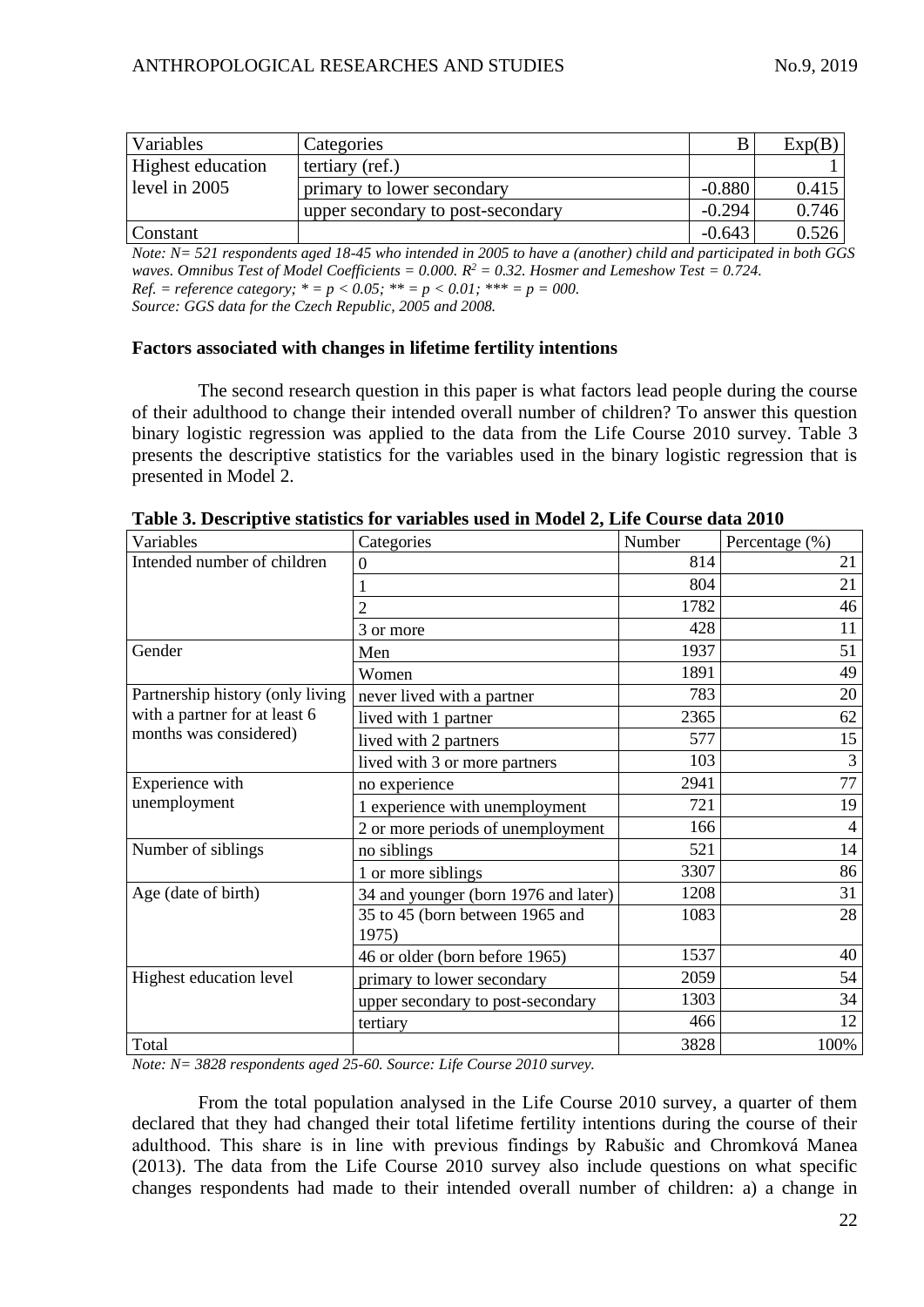| Variables | Categories | B | Exp(B) |
|---|---|---|---|
| Highest education level in 2005 | tertiary (ref.) | | 1 |
| | primary to lower secondary | -0.880 | 0.415 |
| | upper secondary to post-secondary | -0.294 | 0.746 |
| Constant | | -0.643 | 0.526 |

*Note: N= 521 respondents aged 18-45 who intended in 2005 to have a (another) child and participated in both GGS waves. Omnibus Test of Model Coefficients = 0.000.* $R^2 = 0.32$. *Hosmer and Lemeshow Test = 0.724.*
*Ref. = reference category; * = p < 0.05; ** = p < 0.01; *** = p = 000.*
*Source: GGS data for the Czech Republic, 2005 and 2008.*

**Factors associated with changes in lifetime fertility intentions**

The second research question in this paper is what factors lead people during the course of their adulthood to change their intended overall number of children? To answer this question binary logistic regression was applied to the data from the Life Course 2010 survey. Table 3 presents the descriptive statistics for the variables used in the binary logistic regression that is presented in Model 2.

**Table 3. Descriptive statistics for variables used in Model 2, Life Course data 2010**

| Variables | Categories | Number | Percentage (%) |
|---|---|---|---|
| Intended number of children | 0 | 814 | 21 |
| | 1 | 804 | 21 |
| | 2 | 1782 | 46 |
| | 3 or more | 428 | 11 |
| Gender | Men | 1937 | 51 |
| | Women | 1891 | 49 |
| Partnership history (only living with a partner for at least 6 months was considered) | never lived with a partner | 783 | 20 |
| | lived with 1 partner | 2365 | 62 |
| | lived with 2 partners | 577 | 15 |
| | lived with 3 or more partners | 103 | 3 |
| Experience with unemployment | no experience | 2941 | 77 |
| | 1 experience with unemployment | 721 | 19 |
| | 2 or more periods of unemployment | 166 | 4 |
| Number of siblings | no siblings | 521 | 14 |
| | 1 or more siblings | 3307 | 86 |
| Age (date of birth) | 34 and younger (born 1976 and later) | 1208 | 31 |
| | 35 to 45 (born between 1965 and 1975) | 1083 | 28 |
| | 46 or older (born before 1965) | 1537 | 40 |
| Highest education level | primary to lower secondary | 2059 | 54 |
| | upper secondary to post-secondary | 1303 | 34 |
| | tertiary | 466 | 12 |
| Total | | 3828 | 100% |

*Note: N= 3828 respondents aged 25-60. Source: Life Course 2010 survey.*

From the total population analysed in the Life Course 2010 survey, a quarter of them declared that they had changed their total lifetime fertility intentions during the course of their adulthood. This share is in line with previous findings by Rabušic and Chromková Manea (2013). The data from the Life Course 2010 survey also include questions on what specific changes respondents had made to their intended overall number of children: a) a change in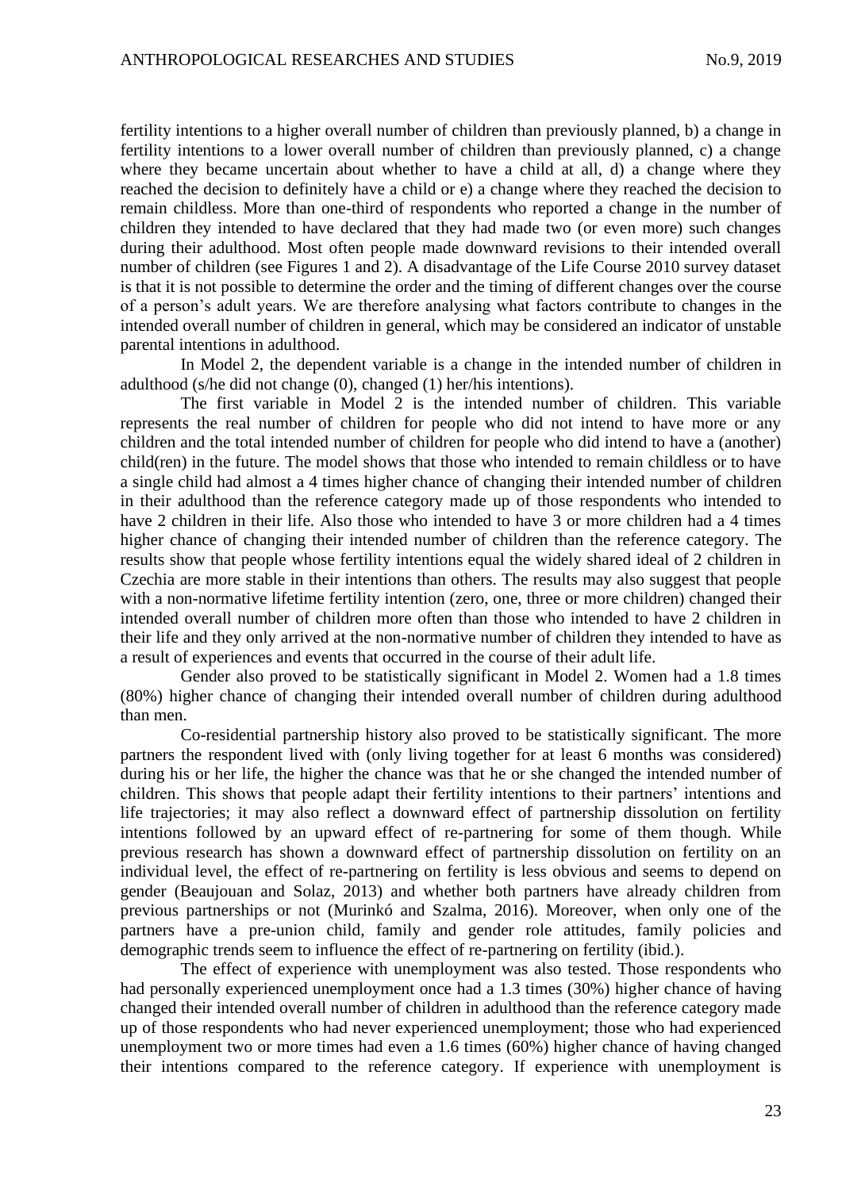fertility intentions to a higher overall number of children than previously planned, b) a change in fertility intentions to a lower overall number of children than previously planned, c) a change where they became uncertain about whether to have a child at all, d) a change where they reached the decision to definitely have a child or e) a change where they reached the decision to remain childless. More than one-third of respondents who reported a change in the number of children they intended to have declared that they had made two (or even more) such changes during their adulthood. Most often people made downward revisions to their intended overall number of children (see Figures 1 and 2). A disadvantage of the Life Course 2010 survey dataset is that it is not possible to determine the order and the timing of different changes over the course of a person's adult years. We are therefore analysing what factors contribute to changes in the intended overall number of children in general, which may be considered an indicator of unstable parental intentions in adulthood.

In Model 2, the dependent variable is a change in the intended number of children in adulthood (s/he did not change (0), changed (1) her/his intentions).

The first variable in Model 2 is the intended number of children. This variable represents the real number of children for people who did not intend to have more or any children and the total intended number of children for people who did intend to have a (another) child(ren) in the future. The model shows that those who intended to remain childless or to have a single child had almost a 4 times higher chance of changing their intended number of children in their adulthood than the reference category made up of those respondents who intended to have 2 children in their life. Also those who intended to have 3 or more children had a 4 times higher chance of changing their intended number of children than the reference category. The results show that people whose fertility intentions equal the widely shared ideal of 2 children in Czechia are more stable in their intentions than others. The results may also suggest that people with a non-normative lifetime fertility intention (zero, one, three or more children) changed their intended overall number of children more often than those who intended to have 2 children in their life and they only arrived at the non-normative number of children they intended to have as a result of experiences and events that occurred in the course of their adult life.

Gender also proved to be statistically significant in Model 2. Women had a 1.8 times (80%) higher chance of changing their intended overall number of children during adulthood than men.

Co-residential partnership history also proved to be statistically significant. The more partners the respondent lived with (only living together for at least 6 months was considered) during his or her life, the higher the chance was that he or she changed the intended number of children. This shows that people adapt their fertility intentions to their partners' intentions and life trajectories; it may also reflect a downward effect of partnership dissolution on fertility intentions followed by an upward effect of re-partnering for some of them though. While previous research has shown a downward effect of partnership dissolution on fertility on an individual level, the effect of re-partnering on fertility is less obvious and seems to depend on gender (Beaujouan and Solaz, 2013) and whether both partners have already children from previous partnerships or not (Murinkó and Szalma, 2016). Moreover, when only one of the partners have a pre-union child, family and gender role attitudes, family policies and demographic trends seem to influence the effect of re-partnering on fertility (ibid.).

The effect of experience with unemployment was also tested. Those respondents who had personally experienced unemployment once had a 1.3 times (30%) higher chance of having changed their intended overall number of children in adulthood than the reference category made up of those respondents who had never experienced unemployment; those who had experienced unemployment two or more times had even a 1.6 times (60%) higher chance of having changed their intentions compared to the reference category. If experience with unemployment is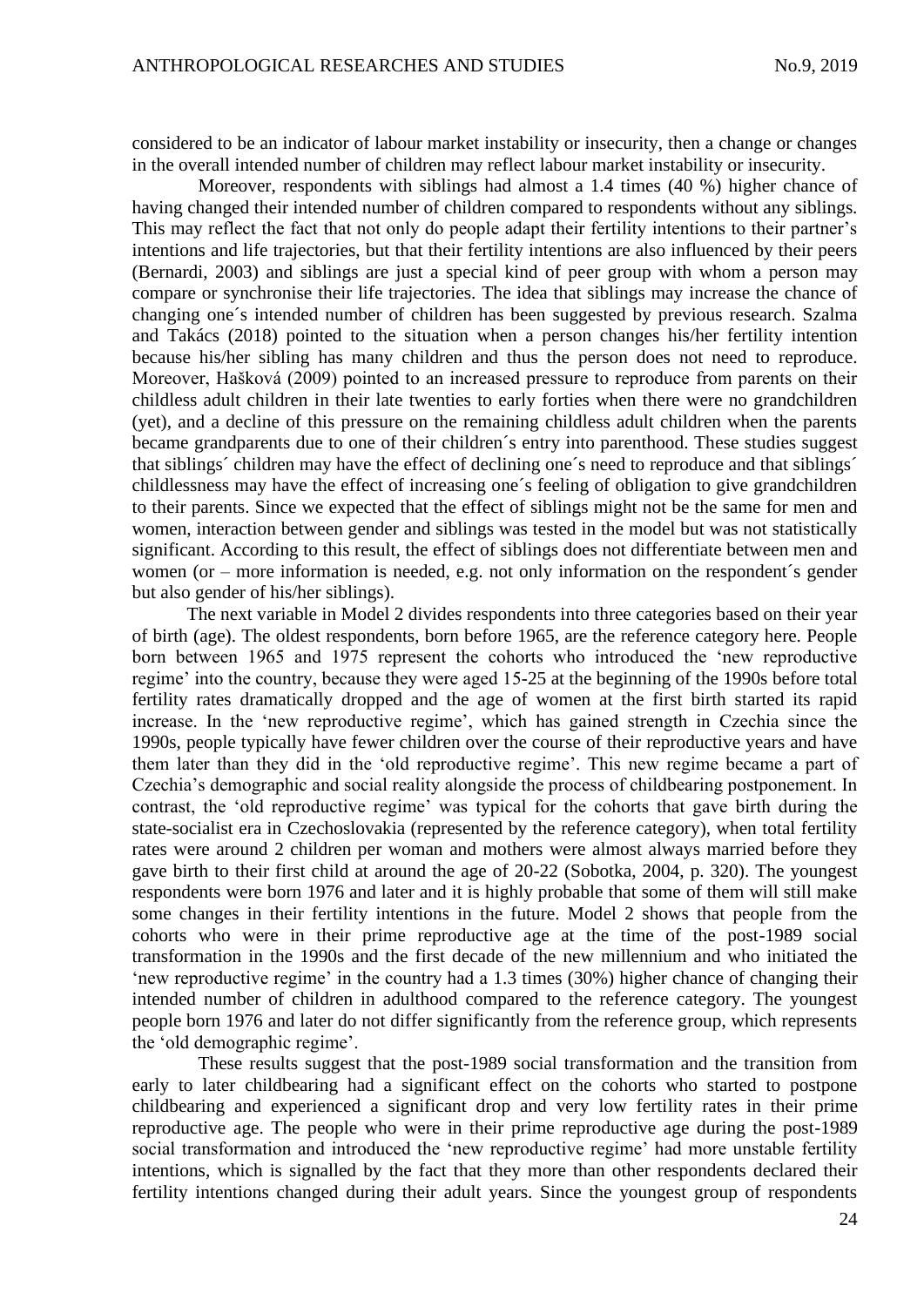considered to be an indicator of labour market instability or insecurity, then a change or changes in the overall intended number of children may reflect labour market instability or insecurity.

Moreover, respondents with siblings had almost a 1.4 times (40 %) higher chance of having changed their intended number of children compared to respondents without any siblings. This may reflect the fact that not only do people adapt their fertility intentions to their partner's intentions and life trajectories, but that their fertility intentions are also influenced by their peers (Bernardi, 2003) and siblings are just a special kind of peer group with whom a person may compare or synchronise their life trajectories. The idea that siblings may increase the chance of changing one´s intended number of children has been suggested by previous research. Szalma and Takács (2018) pointed to the situation when a person changes his/her fertility intention because his/her sibling has many children and thus the person does not need to reproduce. Moreover, Hašková (2009) pointed to an increased pressure to reproduce from parents on their childless adult children in their late twenties to early forties when there were no grandchildren (yet), and a decline of this pressure on the remaining childless adult children when the parents became grandparents due to one of their children´s entry into parenthood. These studies suggest that siblings´ children may have the effect of declining one´s need to reproduce and that siblings´ childlessness may have the effect of increasing one´s feeling of obligation to give grandchildren to their parents. Since we expected that the effect of siblings might not be the same for men and women, interaction between gender and siblings was tested in the model but was not statistically significant. According to this result, the effect of siblings does not differentiate between men and women (or – more information is needed, e.g. not only information on the respondent´s gender but also gender of his/her siblings).

The next variable in Model 2 divides respondents into three categories based on their year of birth (age). The oldest respondents, born before 1965, are the reference category here. People born between 1965 and 1975 represent the cohorts who introduced the 'new reproductive regime' into the country, because they were aged 15-25 at the beginning of the 1990s before total fertility rates dramatically dropped and the age of women at the first birth started its rapid increase. In the 'new reproductive regime', which has gained strength in Czechia since the 1990s, people typically have fewer children over the course of their reproductive years and have them later than they did in the 'old reproductive regime'. This new regime became a part of Czechia's demographic and social reality alongside the process of childbearing postponement. In contrast, the 'old reproductive regime' was typical for the cohorts that gave birth during the state-socialist era in Czechoslovakia (represented by the reference category), when total fertility rates were around 2 children per woman and mothers were almost always married before they gave birth to their first child at around the age of 20-22 (Sobotka, 2004, p. 320). The youngest respondents were born 1976 and later and it is highly probable that some of them will still make some changes in their fertility intentions in the future. Model 2 shows that people from the cohorts who were in their prime reproductive age at the time of the post-1989 social transformation in the 1990s and the first decade of the new millennium and who initiated the 'new reproductive regime' in the country had a 1.3 times (30%) higher chance of changing their intended number of children in adulthood compared to the reference category. The youngest people born 1976 and later do not differ significantly from the reference group, which represents the 'old demographic regime'.

These results suggest that the post-1989 social transformation and the transition from early to later childbearing had a significant effect on the cohorts who started to postpone childbearing and experienced a significant drop and very low fertility rates in their prime reproductive age. The people who were in their prime reproductive age during the post-1989 social transformation and introduced the 'new reproductive regime' had more unstable fertility intentions, which is signalled by the fact that they more than other respondents declared their fertility intentions changed during their adult years. Since the youngest group of respondents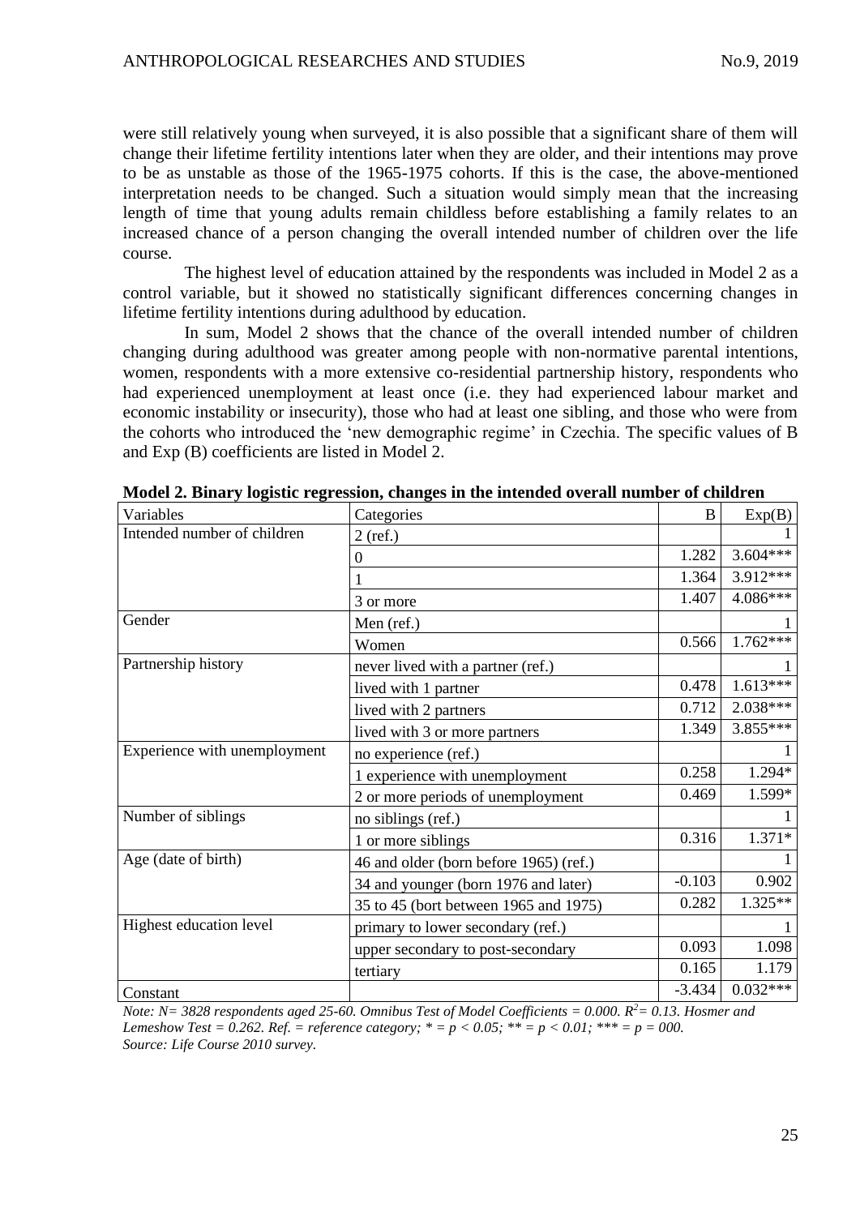were still relatively young when surveyed, it is also possible that a significant share of them will change their lifetime fertility intentions later when they are older, and their intentions may prove to be as unstable as those of the 1965-1975 cohorts. If this is the case, the above-mentioned interpretation needs to be changed. Such a situation would simply mean that the increasing length of time that young adults remain childless before establishing a family relates to an increased chance of a person changing the overall intended number of children over the life course.

The highest level of education attained by the respondents was included in Model 2 as a control variable, but it showed no statistically significant differences concerning changes in lifetime fertility intentions during adulthood by education.

In sum, Model 2 shows that the chance of the overall intended number of children changing during adulthood was greater among people with non-normative parental intentions, women, respondents with a more extensive co-residential partnership history, respondents who had experienced unemployment at least once (i.e. they had experienced labour market and economic instability or insecurity), those who had at least one sibling, and those who were from the cohorts who introduced the 'new demographic regime' in Czechia. The specific values of B and Exp (B) coefficients are listed in Model 2.

**Model 2. Binary logistic regression, changes in the intended overall number of children**

| Variables | Categories | B | Exp(B) |
|---|---|---|---|
| Intended number of children | 2 (ref.) | | 1 |
| | 0 | 1.282 | 3.604*** |
| | 1 | 1.364 | 3.912*** |
| | 3 or more | 1.407 | 4.086*** |
| Gender | Men (ref.) | | 1 |
| | Women | 0.566 | 1.762*** |
| Partnership history | never lived with a partner (ref.) | | 1 |
| | lived with 1 partner | 0.478 | 1.613*** |
| | lived with 2 partners | 0.712 | 2.038*** |
| | lived with 3 or more partners | 1.349 | 3.855*** |
| Experience with unemployment | no experience (ref.) | | 1 |
| | 1 experience with unemployment | 0.258 | 1.294* |
| | 2 or more periods of unemployment | 0.469 | 1.599* |
| Number of siblings | no siblings (ref.) | | 1 |
| | 1 or more siblings | 0.316 | 1.371* |
| Age (date of birth) | 46 and older (born before 1965) (ref.) | | 1 |
| | 34 and younger (born 1976 and later) | -0.103 | 0.902 |
| | 35 to 45 (bort between 1965 and 1975) | 0.282 | 1.325** |
| Highest education level | primary to lower secondary (ref.) | | 1 |
| | upper secondary to post-secondary | 0.093 | 1.098 |
| | tertiary | 0.165 | 1.179 |
| Constant | | -3.434 | 0.032*** |

*Note: N= 3828 respondents aged 25-60. Omnibus Test of Model Coefficients = 0.000. $R^2$= 0.13. Hosmer and Lemeshow Test = 0.262. Ref. = reference category; * = p < 0.05; ** = p < 0.01; *** = p = 000.*
*Source: Life Course 2010 survey.*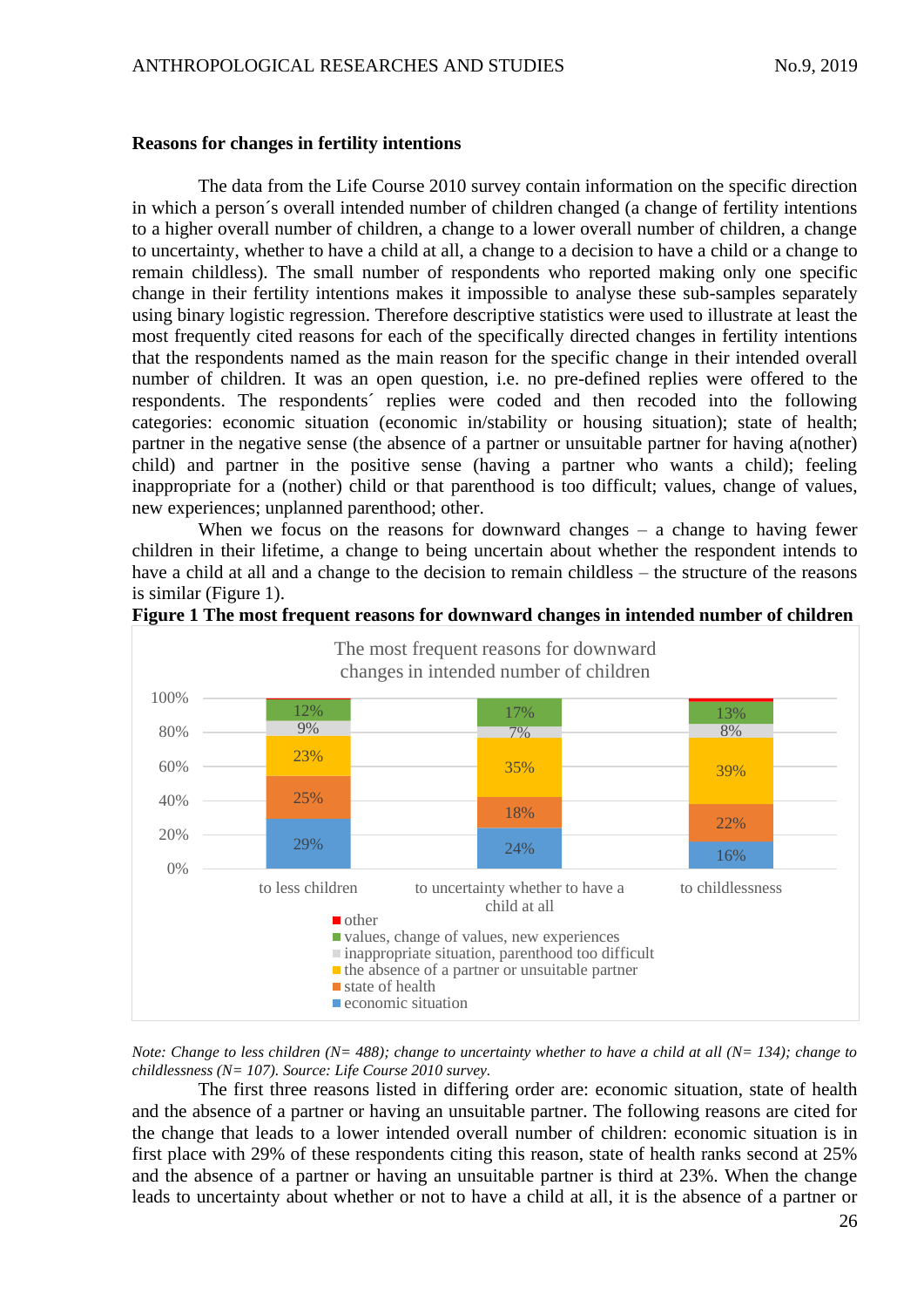### Reasons for changes in fertility intentions

The data from the Life Course 2010 survey contain information on the specific direction in which a person´s overall intended number of children changed (a change of fertility intentions to a higher overall number of children, a change to a lower overall number of children, a change to uncertainty, whether to have a child at all, a change to a decision to have a child or a change to remain childless). The small number of respondents who reported making only one specific change in their fertility intentions makes it impossible to analyse these sub-samples separately using binary logistic regression. Therefore descriptive statistics were used to illustrate at least the most frequently cited reasons for each of the specifically directed changes in fertility intentions that the respondents named as the main reason for the specific change in their intended overall number of children. It was an open question, i.e. no pre-defined replies were offered to the respondents. The respondents´ replies were coded and then recoded into the following categories: economic situation (economic in/stability or housing situation); state of health; partner in the negative sense (the absence of a partner or unsuitable partner for having a(nother) child) and partner in the positive sense (having a partner who wants a child); feeling inappropriate for a (nother) child or that parenthood is too difficult; values, change of values, new experiences; unplanned parenthood; other.

When we focus on the reasons for downward changes – a change to having fewer children in their lifetime, a change to being uncertain about whether the respondent intends to have a child at all and a change to the decision to remain childless – the structure of the reasons is similar (Figure 1).

**Figure 1 The most frequent reasons for downward changes in intended number of children**

The most frequent reasons for downward changes in intended number of children

| | to less children | to uncertainty whether to have a child at all | to childlessness |
|---|---|---|---|
| other | | | |
| values, change of values, new experiences | 12% | 17% | 13% |
| inappropriate situation, parenthood too difficult | 9% | 7% | 8% |
| the absence of a partner or unsuitable partner | 23% | 35% | 39% |
| state of health | 25% | 18% | 22% |
| economic situation | 29% | 24% | 16% |

*Note: Change to less children (N= 488); change to uncertainty whether to have a child at all (N= 134); change to childlessness (N= 107). Source: Life Course 2010 survey.*

The first three reasons listed in differing order are: economic situation, state of health and the absence of a partner or having an unsuitable partner. The following reasons are cited for the change that leads to a lower intended overall number of children: economic situation is in first place with 29% of these respondents citing this reason, state of health ranks second at 25% and the absence of a partner or having an unsuitable partner is third at 23%. When the change leads to uncertainty about whether or not to have a child at all, it is the absence of a partner or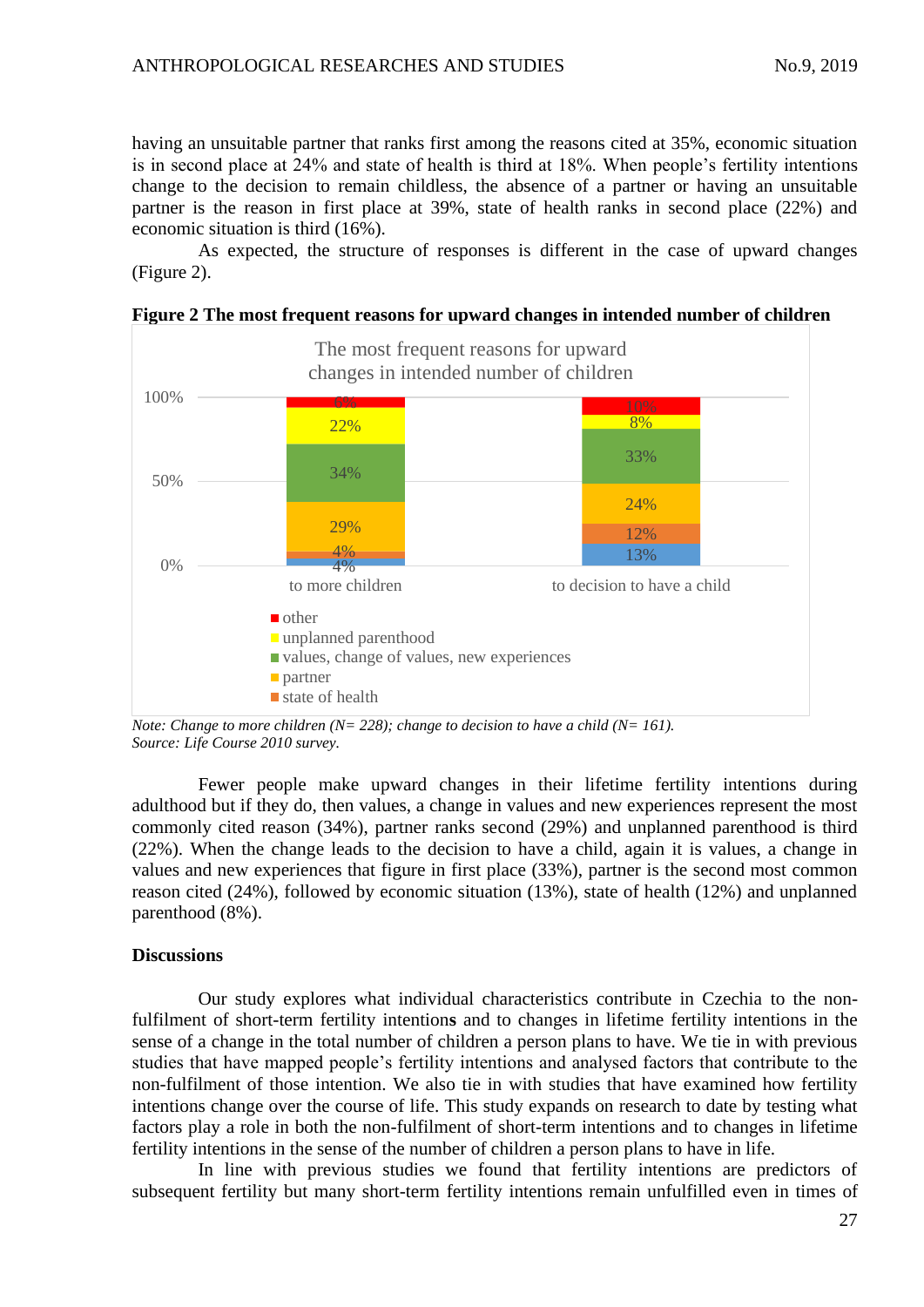having an unsuitable partner that ranks first among the reasons cited at 35%, economic situation is in second place at 24% and state of health is third at 18%. When people's fertility intentions change to the decision to remain childless, the absence of a partner or having an unsuitable partner is the reason in first place at 39%, state of health ranks in second place (22%) and economic situation is third (16%).

As expected, the structure of responses is different in the case of upward changes (Figure 2).

**Figure 2 The most frequent reasons for upward changes in intended number of children**

The most frequent reasons for upward changes in intended number of children

| | to more children | to decision to have a child |
|---|---|---|
| other | 6% | 10% |
| unplanned parenthood | 22% | 8% |
| values, change of values, new experiences | 34% | 33% |
| partner | 29% | 24% |
| state of health | 4% | 12% |
| (unlabelled) | 4% | 13% |

*Note: Change to more children (N= 228); change to decision to have a child (N= 161).*
*Source: Life Course 2010 survey.*

Fewer people make upward changes in their lifetime fertility intentions during adulthood but if they do, then values, a change in values and new experiences represent the most commonly cited reason (34%), partner ranks second (29%) and unplanned parenthood is third (22%). When the change leads to the decision to have a child, again it is values, a change in values and new experiences that figure in first place (33%), partner is the second most common reason cited (24%), followed by economic situation (13%), state of health (12%) and unplanned parenthood (8%).

## Discussions

Our study explores what individual characteristics contribute in Czechia to the non-fulfilment of short-term fertility intentions and to changes in lifetime fertility intentions in the sense of a change in the total number of children a person plans to have. We tie in with previous studies that have mapped people's fertility intentions and analysed factors that contribute to the non-fulfilment of those intention. We also tie in with studies that have examined how fertility intentions change over the course of life. This study expands on research to date by testing what factors play a role in both the non-fulfilment of short-term intentions and to changes in lifetime fertility intentions in the sense of the number of children a person plans to have in life.

In line with previous studies we found that fertility intentions are predictors of subsequent fertility but many short-term fertility intentions remain unfulfilled even in times of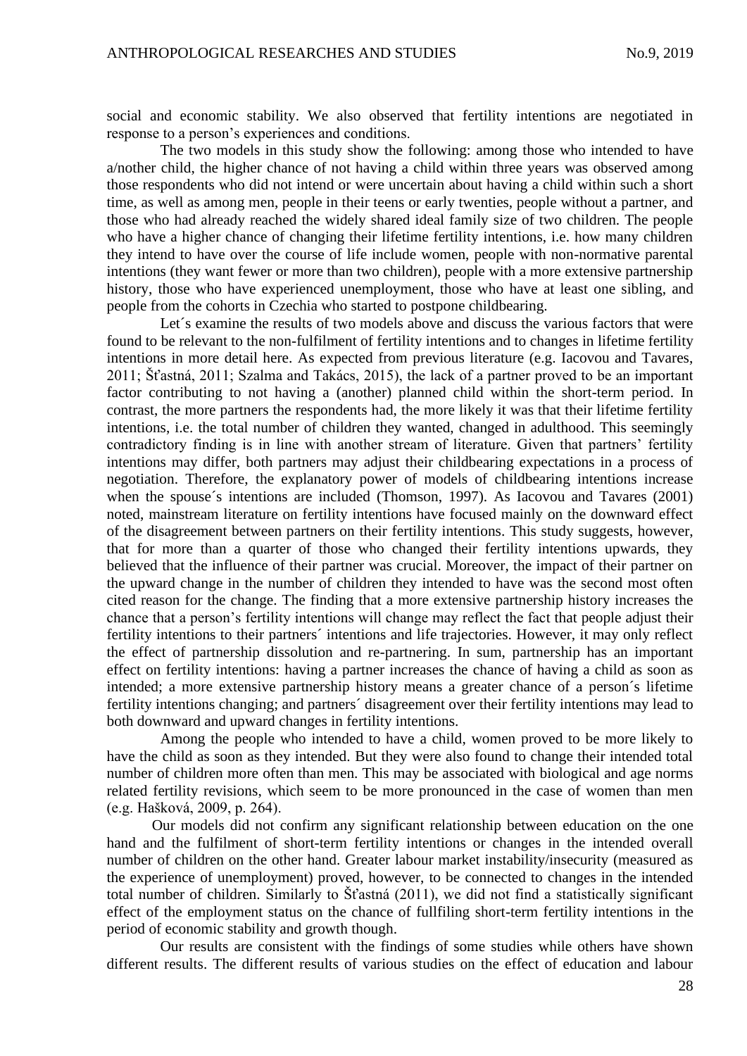social and economic stability. We also observed that fertility intentions are negotiated in response to a person's experiences and conditions.

The two models in this study show the following: among those who intended to have a/nother child, the higher chance of not having a child within three years was observed among those respondents who did not intend or were uncertain about having a child within such a short time, as well as among men, people in their teens or early twenties, people without a partner, and those who had already reached the widely shared ideal family size of two children. The people who have a higher chance of changing their lifetime fertility intentions, i.e. how many children they intend to have over the course of life include women, people with non-normative parental intentions (they want fewer or more than two children), people with a more extensive partnership history, those who have experienced unemployment, those who have at least one sibling, and people from the cohorts in Czechia who started to postpone childbearing.

Let´s examine the results of two models above and discuss the various factors that were found to be relevant to the non-fulfilment of fertility intentions and to changes in lifetime fertility intentions in more detail here. As expected from previous literature (e.g. Iacovou and Tavares, 2011; Šťastná, 2011; Szalma and Takács, 2015), the lack of a partner proved to be an important factor contributing to not having a (another) planned child within the short-term period. In contrast, the more partners the respondents had, the more likely it was that their lifetime fertility intentions, i.e. the total number of children they wanted, changed in adulthood. This seemingly contradictory finding is in line with another stream of literature. Given that partners' fertility intentions may differ, both partners may adjust their childbearing expectations in a process of negotiation. Therefore, the explanatory power of models of childbearing intentions increase when the spouse´s intentions are included (Thomson, 1997). As Iacovou and Tavares (2001) noted, mainstream literature on fertility intentions have focused mainly on the downward effect of the disagreement between partners on their fertility intentions. This study suggests, however, that for more than a quarter of those who changed their fertility intentions upwards, they believed that the influence of their partner was crucial. Moreover, the impact of their partner on the upward change in the number of children they intended to have was the second most often cited reason for the change. The finding that a more extensive partnership history increases the chance that a person's fertility intentions will change may reflect the fact that people adjust their fertility intentions to their partners´ intentions and life trajectories. However, it may only reflect the effect of partnership dissolution and re-partnering. In sum, partnership has an important effect on fertility intentions: having a partner increases the chance of having a child as soon as intended; a more extensive partnership history means a greater chance of a person´s lifetime fertility intentions changing; and partners´ disagreement over their fertility intentions may lead to both downward and upward changes in fertility intentions.

Among the people who intended to have a child, women proved to be more likely to have the child as soon as they intended. But they were also found to change their intended total number of children more often than men. This may be associated with biological and age norms related fertility revisions, which seem to be more pronounced in the case of women than men (e.g. Hašková, 2009, p. 264).

Our models did not confirm any significant relationship between education on the one hand and the fulfilment of short-term fertility intentions or changes in the intended overall number of children on the other hand. Greater labour market instability/insecurity (measured as the experience of unemployment) proved, however, to be connected to changes in the intended total number of children. Similarly to Šťastná (2011), we did not find a statistically significant effect of the employment status on the chance of fullfiling short-term fertility intentions in the period of economic stability and growth though.

Our results are consistent with the findings of some studies while others have shown different results. The different results of various studies on the effect of education and labour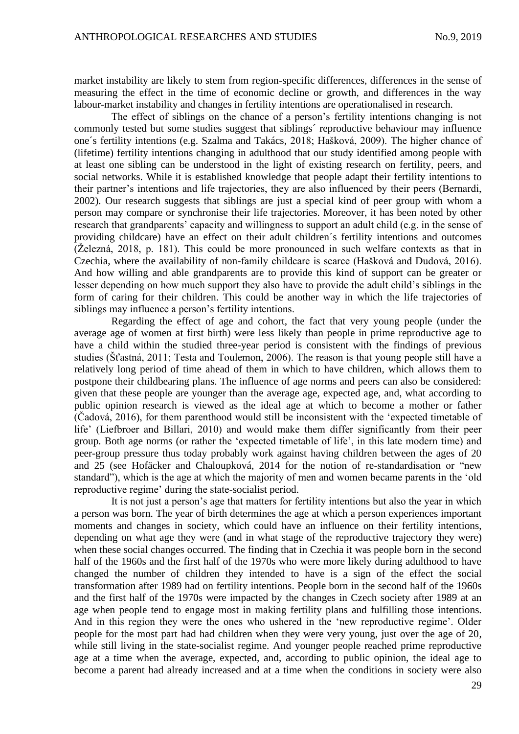market instability are likely to stem from region-specific differences, differences in the sense of measuring the effect in the time of economic decline or growth, and differences in the way labour-market instability and changes in fertility intentions are operationalised in research.

The effect of siblings on the chance of a person's fertility intentions changing is not commonly tested but some studies suggest that siblings´ reproductive behaviour may influence one´s fertility intentions (e.g. Szalma and Takács, 2018; Hašková, 2009). The higher chance of (lifetime) fertility intentions changing in adulthood that our study identified among people with at least one sibling can be understood in the light of existing research on fertility, peers, and social networks. While it is established knowledge that people adapt their fertility intentions to their partner's intentions and life trajectories, they are also influenced by their peers (Bernardi, 2002). Our research suggests that siblings are just a special kind of peer group with whom a person may compare or synchronise their life trajectories. Moreover, it has been noted by other research that grandparents' capacity and willingness to support an adult child (e.g. in the sense of providing childcare) have an effect on their adult children´s fertility intentions and outcomes (Železná, 2018, p. 181). This could be more pronounced in such welfare contexts as that in Czechia, where the availability of non-family childcare is scarce (Hašková and Dudová, 2016). And how willing and able grandparents are to provide this kind of support can be greater or lesser depending on how much support they also have to provide the adult child's siblings in the form of caring for their children. This could be another way in which the life trajectories of siblings may influence a person's fertility intentions.

Regarding the effect of age and cohort, the fact that very young people (under the average age of women at first birth) were less likely than people in prime reproductive age to have a child within the studied three-year period is consistent with the findings of previous studies (Šťastná, 2011; Testa and Toulemon, 2006). The reason is that young people still have a relatively long period of time ahead of them in which to have children, which allows them to postpone their childbearing plans. The influence of age norms and peers can also be considered: given that these people are younger than the average age, expected age, and, what according to public opinion research is viewed as the ideal age at which to become a mother or father (Čadová, 2016), for them parenthood would still be inconsistent with the 'expected timetable of life' (Liefbroer and Billari, 2010) and would make them differ significantly from their peer group. Both age norms (or rather the 'expected timetable of life', in this late modern time) and peer-group pressure thus today probably work against having children between the ages of 20 and 25 (see Hofäcker and Chaloupková, 2014 for the notion of re-standardisation or "new standard"), which is the age at which the majority of men and women became parents in the 'old reproductive regime' during the state-socialist period.

It is not just a person's age that matters for fertility intentions but also the year in which a person was born. The year of birth determines the age at which a person experiences important moments and changes in society, which could have an influence on their fertility intentions, depending on what age they were (and in what stage of the reproductive trajectory they were) when these social changes occurred. The finding that in Czechia it was people born in the second half of the 1960s and the first half of the 1970s who were more likely during adulthood to have changed the number of children they intended to have is a sign of the effect the social transformation after 1989 had on fertility intentions. People born in the second half of the 1960s and the first half of the 1970s were impacted by the changes in Czech society after 1989 at an age when people tend to engage most in making fertility plans and fulfilling those intentions. And in this region they were the ones who ushered in the 'new reproductive regime'. Older people for the most part had had children when they were very young, just over the age of 20, while still living in the state-socialist regime. And younger people reached prime reproductive age at a time when the average, expected, and, according to public opinion, the ideal age to become a parent had already increased and at a time when the conditions in society were also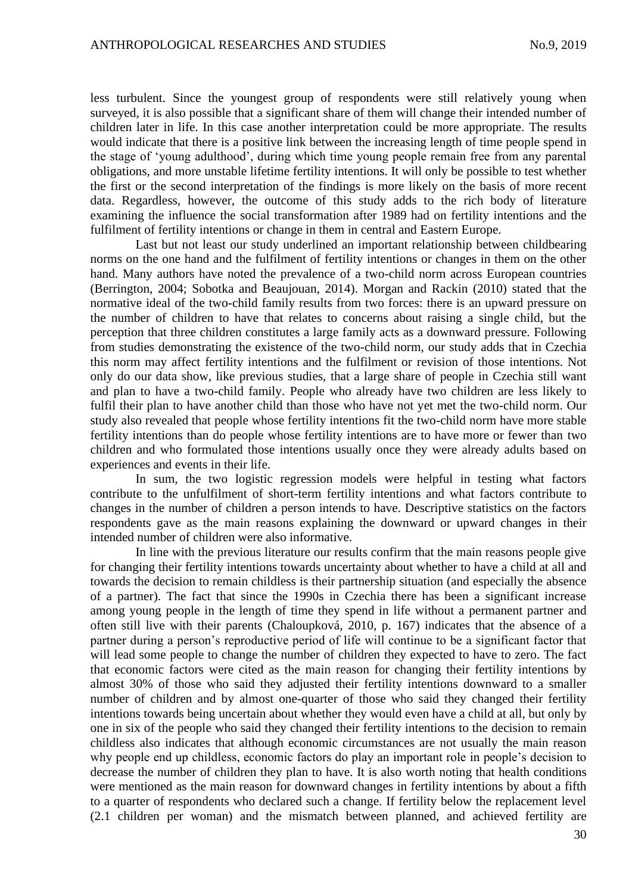less turbulent. Since the youngest group of respondents were still relatively young when surveyed, it is also possible that a significant share of them will change their intended number of children later in life. In this case another interpretation could be more appropriate. The results would indicate that there is a positive link between the increasing length of time people spend in the stage of 'young adulthood', during which time young people remain free from any parental obligations, and more unstable lifetime fertility intentions. It will only be possible to test whether the first or the second interpretation of the findings is more likely on the basis of more recent data. Regardless, however, the outcome of this study adds to the rich body of literature examining the influence the social transformation after 1989 had on fertility intentions and the fulfilment of fertility intentions or change in them in central and Eastern Europe.

Last but not least our study underlined an important relationship between childbearing norms on the one hand and the fulfilment of fertility intentions or changes in them on the other hand. Many authors have noted the prevalence of a two-child norm across European countries (Berrington, 2004; Sobotka and Beaujouan, 2014). Morgan and Rackin (2010) stated that the normative ideal of the two-child family results from two forces: there is an upward pressure on the number of children to have that relates to concerns about raising a single child, but the perception that three children constitutes a large family acts as a downward pressure. Following from studies demonstrating the existence of the two-child norm, our study adds that in Czechia this norm may affect fertility intentions and the fulfilment or revision of those intentions. Not only do our data show, like previous studies, that a large share of people in Czechia still want and plan to have a two-child family. People who already have two children are less likely to fulfil their plan to have another child than those who have not yet met the two-child norm. Our study also revealed that people whose fertility intentions fit the two-child norm have more stable fertility intentions than do people whose fertility intentions are to have more or fewer than two children and who formulated those intentions usually once they were already adults based on experiences and events in their life.

In sum, the two logistic regression models were helpful in testing what factors contribute to the unfulfilment of short-term fertility intentions and what factors contribute to changes in the number of children a person intends to have. Descriptive statistics on the factors respondents gave as the main reasons explaining the downward or upward changes in their intended number of children were also informative.

In line with the previous literature our results confirm that the main reasons people give for changing their fertility intentions towards uncertainty about whether to have a child at all and towards the decision to remain childless is their partnership situation (and especially the absence of a partner). The fact that since the 1990s in Czechia there has been a significant increase among young people in the length of time they spend in life without a permanent partner and often still live with their parents (Chaloupková, 2010, p. 167) indicates that the absence of a partner during a person's reproductive period of life will continue to be a significant factor that will lead some people to change the number of children they expected to have to zero. The fact that economic factors were cited as the main reason for changing their fertility intentions by almost 30% of those who said they adjusted their fertility intentions downward to a smaller number of children and by almost one-quarter of those who said they changed their fertility intentions towards being uncertain about whether they would even have a child at all, but only by one in six of the people who said they changed their fertility intentions to the decision to remain childless also indicates that although economic circumstances are not usually the main reason why people end up childless, economic factors do play an important role in people's decision to decrease the number of children they plan to have. It is also worth noting that health conditions were mentioned as the main reason for downward changes in fertility intentions by about a fifth to a quarter of respondents who declared such a change. If fertility below the replacement level (2.1 children per woman) and the mismatch between planned, and achieved fertility are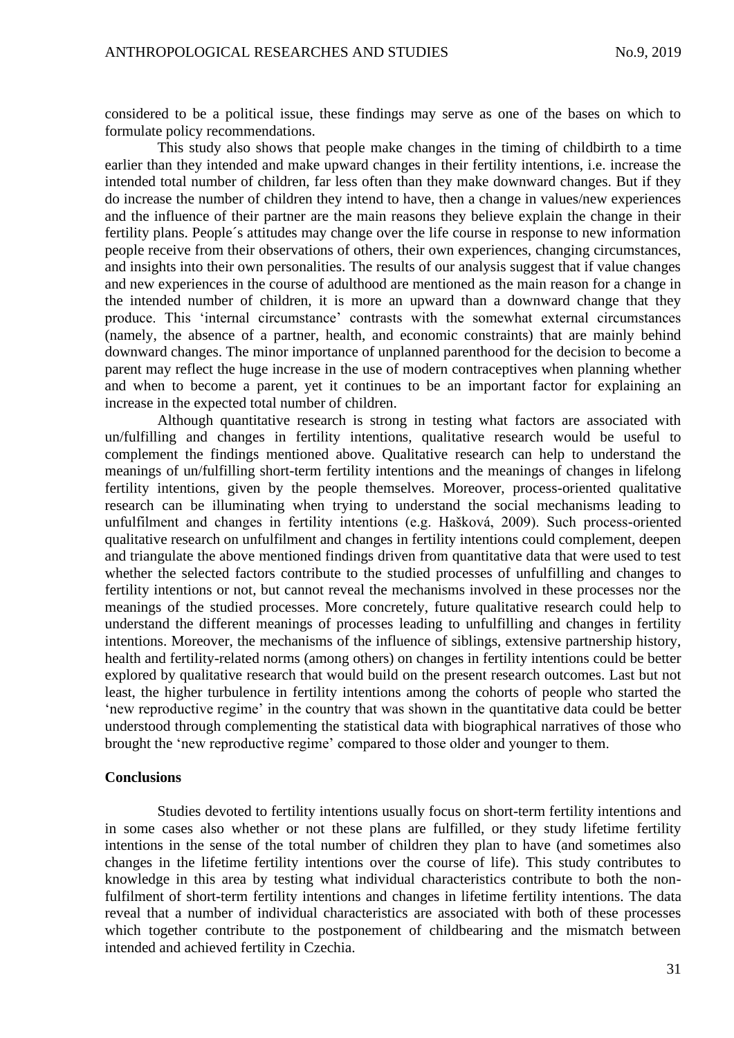considered to be a political issue, these findings may serve as one of the bases on which to formulate policy recommendations.

This study also shows that people make changes in the timing of childbirth to a time earlier than they intended and make upward changes in their fertility intentions, i.e. increase the intended total number of children, far less often than they make downward changes. But if they do increase the number of children they intend to have, then a change in values/new experiences and the influence of their partner are the main reasons they believe explain the change in their fertility plans. People´s attitudes may change over the life course in response to new information people receive from their observations of others, their own experiences, changing circumstances, and insights into their own personalities. The results of our analysis suggest that if value changes and new experiences in the course of adulthood are mentioned as the main reason for a change in the intended number of children, it is more an upward than a downward change that they produce. This 'internal circumstance' contrasts with the somewhat external circumstances (namely, the absence of a partner, health, and economic constraints) that are mainly behind downward changes. The minor importance of unplanned parenthood for the decision to become a parent may reflect the huge increase in the use of modern contraceptives when planning whether and when to become a parent, yet it continues to be an important factor for explaining an increase in the expected total number of children.

Although quantitative research is strong in testing what factors are associated with un/fulfilling and changes in fertility intentions, qualitative research would be useful to complement the findings mentioned above. Qualitative research can help to understand the meanings of un/fulfilling short-term fertility intentions and the meanings of changes in lifelong fertility intentions, given by the people themselves. Moreover, process-oriented qualitative research can be illuminating when trying to understand the social mechanisms leading to unfulfilment and changes in fertility intentions (e.g. Hašková, 2009). Such process-oriented qualitative research on unfulfilment and changes in fertility intentions could complement, deepen and triangulate the above mentioned findings driven from quantitative data that were used to test whether the selected factors contribute to the studied processes of unfulfilling and changes to fertility intentions or not, but cannot reveal the mechanisms involved in these processes nor the meanings of the studied processes. More concretely, future qualitative research could help to understand the different meanings of processes leading to unfulfilling and changes in fertility intentions. Moreover, the mechanisms of the influence of siblings, extensive partnership history, health and fertility-related norms (among others) on changes in fertility intentions could be better explored by qualitative research that would build on the present research outcomes. Last but not least, the higher turbulence in fertility intentions among the cohorts of people who started the 'new reproductive regime' in the country that was shown in the quantitative data could be better understood through complementing the statistical data with biographical narratives of those who brought the 'new reproductive regime' compared to those older and younger to them.

## Conclusions

Studies devoted to fertility intentions usually focus on short-term fertility intentions and in some cases also whether or not these plans are fulfilled, or they study lifetime fertility intentions in the sense of the total number of children they plan to have (and sometimes also changes in the lifetime fertility intentions over the course of life). This study contributes to knowledge in this area by testing what individual characteristics contribute to both the non-fulfilment of short-term fertility intentions and changes in lifetime fertility intentions. The data reveal that a number of individual characteristics are associated with both of these processes which together contribute to the postponement of childbearing and the mismatch between intended and achieved fertility in Czechia.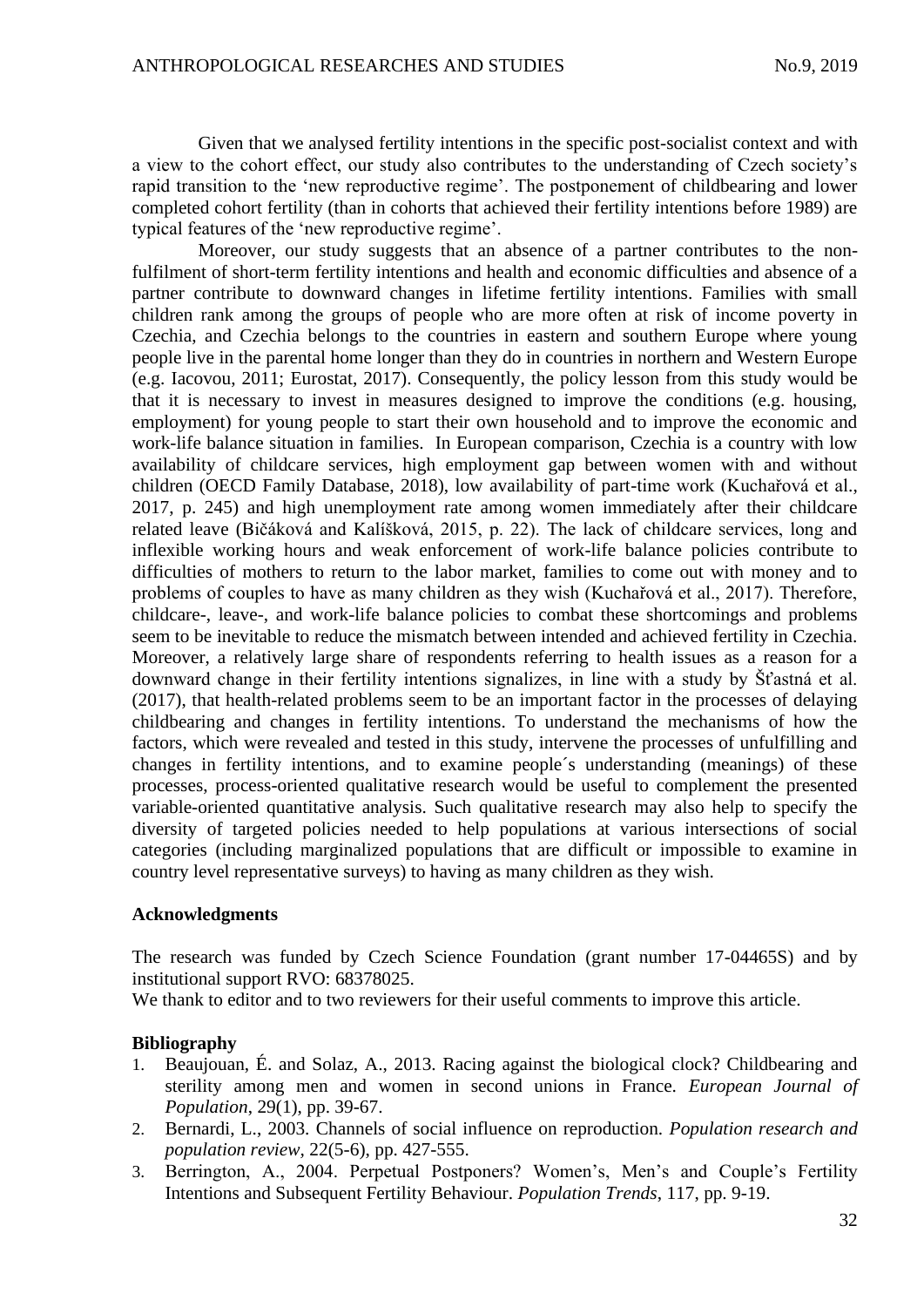Given that we analysed fertility intentions in the specific post-socialist context and with a view to the cohort effect, our study also contributes to the understanding of Czech society's rapid transition to the 'new reproductive regime'. The postponement of childbearing and lower completed cohort fertility (than in cohorts that achieved their fertility intentions before 1989) are typical features of the 'new reproductive regime'.

Moreover, our study suggests that an absence of a partner contributes to the non-fulfilment of short-term fertility intentions and health and economic difficulties and absence of a partner contribute to downward changes in lifetime fertility intentions. Families with small children rank among the groups of people who are more often at risk of income poverty in Czechia, and Czechia belongs to the countries in eastern and southern Europe where young people live in the parental home longer than they do in countries in northern and Western Europe (e.g. Iacovou, 2011; Eurostat, 2017). Consequently, the policy lesson from this study would be that it is necessary to invest in measures designed to improve the conditions (e.g. housing, employment) for young people to start their own household and to improve the economic and work-life balance situation in families. In European comparison, Czechia is a country with low availability of childcare services, high employment gap between women with and without children (OECD Family Database, 2018), low availability of part-time work (Kuchařová et al., 2017, p. 245) and high unemployment rate among women immediately after their childcare related leave (Bičáková and Kalíšková, 2015, p. 22). The lack of childcare services, long and inflexible working hours and weak enforcement of work-life balance policies contribute to difficulties of mothers to return to the labor market, families to come out with money and to problems of couples to have as many children as they wish (Kuchařová et al., 2017). Therefore, childcare-, leave-, and work-life balance policies to combat these shortcomings and problems seem to be inevitable to reduce the mismatch between intended and achieved fertility in Czechia. Moreover, a relatively large share of respondents referring to health issues as a reason for a downward change in their fertility intentions signalizes, in line with a study by Šťastná et al. (2017), that health-related problems seem to be an important factor in the processes of delaying childbearing and changes in fertility intentions. To understand the mechanisms of how the factors, which were revealed and tested in this study, intervene the processes of unfulfilling and changes in fertility intentions, and to examine people´s understanding (meanings) of these processes, process-oriented qualitative research would be useful to complement the presented variable-oriented quantitative analysis. Such qualitative research may also help to specify the diversity of targeted policies needed to help populations at various intersections of social categories (including marginalized populations that are difficult or impossible to examine in country level representative surveys) to having as many children as they wish.

## Acknowledgments

The research was funded by Czech Science Foundation (grant number 17-04465S) and by institutional support RVO: 68378025.

We thank to editor and to two reviewers for their useful comments to improve this article.

## Bibliography

1. Beaujouan, É. and Solaz, A., 2013. Racing against the biological clock? Childbearing and sterility among men and women in second unions in France. *European Journal of Population*, 29(1), pp. 39-67.
2. Bernardi, L., 2003. Channels of social influence on reproduction. *Population research and population review*, 22(5-6), pp. 427-555.
3. Berrington, A., 2004. Perpetual Postponers? Women's, Men's and Couple's Fertility Intentions and Subsequent Fertility Behaviour. *Population Trends*, 117, pp. 9-19.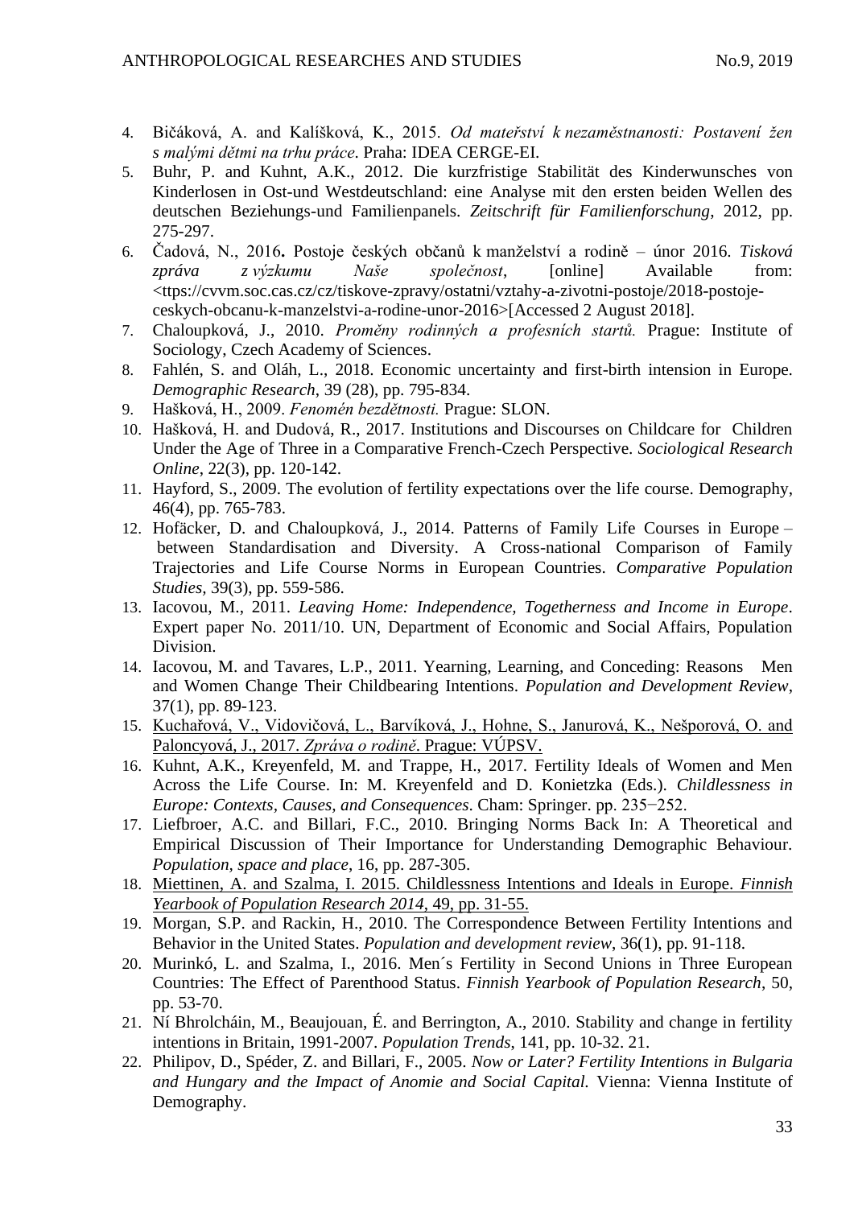4. Bičáková, A. and Kalíšková, K., 2015. *Od mateřství k nezaměstnanosti: Postavení žen s malými dětmi na trhu práce*. Praha: IDEA CERGE-EI.
5. Buhr, P. and Kuhnt, A.K., 2012. Die kurzfristige Stabilität des Kinderwunsches von Kinderlosen in Ost-und Westdeutschland: eine Analyse mit den ersten beiden Wellen des deutschen Beziehungs-und Familienpanels. *Zeitschrift für Familienforschung*, 2012, pp. 275-297.
6. Čadová, N., 2016**.** Postoje českých občanů k manželství a rodině – únor 2016. *Tisková zpráva z výzkumu Naše společnost*, [online] Available from: <ttps://cvvm.soc.cas.cz/cz/tiskove-zpravy/ostatni/vztahy-a-zivotni-postoje/2018-postoje-ceskych-obcanu-k-manzelstvi-a-rodine-unor-2016>[Accessed 2 August 2018].
7. Chaloupková, J., 2010. *Proměny rodinných a profesních startů.* Prague: Institute of Sociology, Czech Academy of Sciences.
8. Fahlén, S. and Oláh, L., 2018. Economic uncertainty and first-birth intension in Europe. *Demographic Research*, 39 (28), pp. 795-834.
9. Hašková, H., 2009. *Fenomén bezdětnosti.* Prague: SLON.
10. Hašková, H. and Dudová, R., 2017. Institutions and Discourses on Childcare for Children Under the Age of Three in a Comparative French-Czech Perspective. *Sociological Research Online*, 22(3), pp. 120-142.
11. Hayford, S., 2009. The evolution of fertility expectations over the life course. Demography, 46(4), pp. 765-783.
12. Hofäcker, D. and Chaloupková, J., 2014. Patterns of Family Life Courses in Europe – between Standardisation and Diversity. A Cross-national Comparison of Family Trajectories and Life Course Norms in European Countries. *Comparative Population Studies,* 39(3), pp. 559-586.
13. Iacovou, M., 2011. *Leaving Home: Independence, Togetherness and Income in Europe*. Expert paper No. 2011/10. UN, Department of Economic and Social Affairs, Population Division.
14. Iacovou, M. and Tavares, L.P., 2011. Yearning, Learning, and Conceding: Reasons Men and Women Change Their Childbearing Intentions. *Population and Development Review*, 37(1), pp. 89-123.
15. Kuchařová, V., Vidovičová, L., Barvíková, J., Hohne, S., Janurová, K., Nešporová, O. and Paloncyová, J., 2017. *Zpráva o rodině*. Prague: VÚPSV.
16. Kuhnt, A.K., Kreyenfeld, M. and Trappe, H., 2017. Fertility Ideals of Women and Men Across the Life Course. In: M. Kreyenfeld and D. Konietzka (Eds.). *Childlessness in Europe: Contexts, Causes, and Consequences*. Cham: Springer. pp. 235−252.
17. Liefbroer, A.C. and Billari, F.C., 2010. Bringing Norms Back In: A Theoretical and Empirical Discussion of Their Importance for Understanding Demographic Behaviour. *Population, space and place*, 16, pp. 287-305.
18. Miettinen, A. and Szalma, I. 2015. Childlessness Intentions and Ideals in Europe. *Finnish Yearbook of Population Research 2014*, 49, pp. 31-55.
19. Morgan, S.P. and Rackin, H., 2010. The Correspondence Between Fertility Intentions and Behavior in the United States. *Population and development review*, 36(1), pp. 91-118.
20. Murinkó, L. and Szalma, I., 2016. Men´s Fertility in Second Unions in Three European Countries: The Effect of Parenthood Status. *Finnish Yearbook of Population Research*, 50, pp. 53-70.
21. Ní Bhrolcháin, M., Beaujouan, É. and Berrington, A., 2010. Stability and change in fertility intentions in Britain, 1991-2007. *Population Trends*, 141, pp. 10-32. 21.
22. Philipov, D., Spéder, Z. and Billari, F., 2005. *Now or Later? Fertility Intentions in Bulgaria and Hungary and the Impact of Anomie and Social Capital.* Vienna: Vienna Institute of Demography.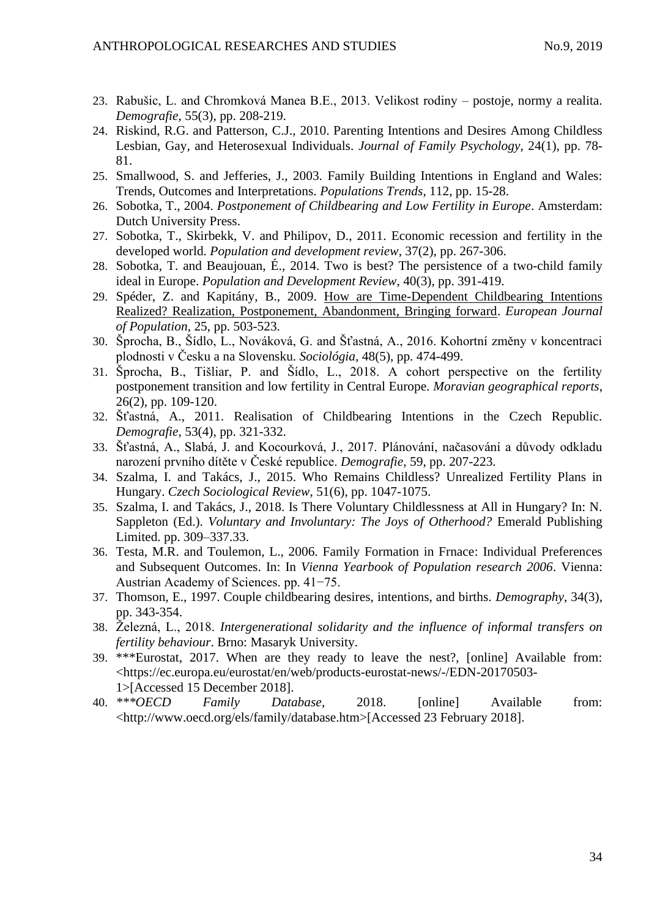23. Rabušic, L. and Chromková Manea B.E., 2013. Velikost rodiny – postoje, normy a realita. *Demografie*, 55(3), pp. 208-219.
24. Riskind, R.G. and Patterson, C.J., 2010. Parenting Intentions and Desires Among Childless Lesbian, Gay, and Heterosexual Individuals. *Journal of Family Psychology*, 24(1), pp. 78-81.
25. Smallwood, S. and Jefferies, J., 2003. Family Building Intentions in England and Wales: Trends, Outcomes and Interpretations. *Populations Trends*, 112, pp. 15-28.
26. Sobotka, T., 2004. *Postponement of Childbearing and Low Fertility in Europe*. Amsterdam: Dutch University Press.
27. Sobotka, T., Skirbekk, V. and Philipov, D., 2011. Economic recession and fertility in the developed world. *Population and development review*, 37(2), pp. 267-306.
28. Sobotka, T. and Beaujouan, É., 2014. Two is best? The persistence of a two-child family ideal in Europe. *Population and Development Review*, 40(3), pp. 391-419.
29. Spéder, Z. and Kapitány, B., 2009. How are Time-Dependent Childbearing Intentions Realized? Realization, Postponement, Abandonment, Bringing forward. *European Journal of Population*, 25, pp. 503-523.
30. Šprocha, B., Šídlo, L., Nováková, G. and Šťastná, A., 2016. Kohortní změny v koncentraci plodnosti v Česku a na Slovensku. *Sociológia*, 48(5), pp. 474-499.
31. Šprocha, B., Tišliar, P. and Šídlo, L., 2018. A cohort perspective on the fertility postponement transition and low fertility in Central Europe. *Moravian geographical reports*, 26(2), pp. 109-120.
32. Šťastná, A., 2011. Realisation of Childbearing Intentions in the Czech Republic. *Demografie*, 53(4), pp. 321-332.
33. Šťastná, A., Slabá, J. and Kocourková, J., 2017. Plánování, načasování a důvody odkladu narození prvního dítěte v České republice. *Demografie*, 59, pp. 207-223.
34. Szalma, I. and Takács, J., 2015. Who Remains Childless? Unrealized Fertility Plans in Hungary. *Czech Sociological Review*, 51(6), pp. 1047-1075.
35. Szalma, I. and Takács, J., 2018. Is There Voluntary Childlessness at All in Hungary? In: N. Sappleton (Ed.). *Voluntary and Involuntary: The Joys of Otherhood?* Emerald Publishing Limited. pp. 309–337.33.
36. Testa, M.R. and Toulemon, L., 2006. Family Formation in Frnace: Individual Preferences and Subsequent Outcomes. In: In *Vienna Yearbook of Population research 2006*. Vienna: Austrian Academy of Sciences. pp. 41−75.
37. Thomson, E., 1997. Couple childbearing desires, intentions, and births. *Demography*, 34(3), pp. 343-354.
38. Železná, L., 2018. *Intergenerational solidarity and the influence of informal transfers on fertility behaviour*. Brno: Masaryk University.
39. ***Eurostat, 2017. When are they ready to leave the nest?, [online] Available from: <https://ec.europa.eu/eurostat/en/web/products-eurostat-news/-/EDN-20170503-1>[Accessed 15 December 2018].
40. *\*\*\*OECD Family Database*, 2018. [online] Available from: <http://www.oecd.org/els/family/database.htm>[Accessed 23 February 2018].